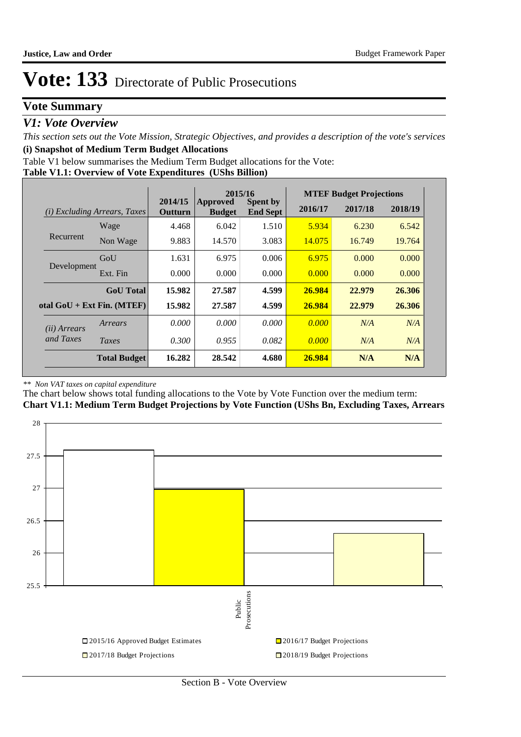# Vote: 133 Directorate of Public Prosecutions

## Vote Summary

### *V1: Vote Overview*

*This section sets out the Vote Mission, Strategic Objectives, and provides a description of the vote's services*

**(i) Snapshot of Medium Term Budget Allocations**

Table V1 below summarises the Medium Term Budget allocations for the Vote:

**Table V1.1: Overview of Vote Expenditures (UShs Billion)**

| *(i) Excluding Arrears, Taxes* | | 2014/15 Outturn | 2015/16 Approved Budget | 2015/16 Spent by End Sept | MTEF Budget Projections 2016/17 | 2017/18 | 2018/19 |
|---|---|---|---|---|---|---|---|
| Recurrent | Wage | 4.468 | 6.042 | 1.510 | 5.934 | 6.230 | 6.542 |
| | Non Wage | 9.883 | 14.570 | 3.083 | 14.075 | 16.749 | 19.764 |
| Development | GoU | 1.631 | 6.975 | 0.006 | 6.975 | 0.000 | 0.000 |
| | Ext. Fin | 0.000 | 0.000 | 0.000 | 0.000 | 0.000 | 0.000 |
| | **GoU Total** | **15.982** | **27.587** | **4.599** | **26.984** | **22.979** | **26.306** |
| **otal GoU + Ext Fin. (MTEF)** | | **15.982** | **27.587** | **4.599** | **26.984** | **22.979** | **26.306** |
| *(ii) Arrears and Taxes* | *Arrears* | *0.000* | *0.000* | *0.000* | *0.000* | *N/A* | *N/A* |
| | *Taxes* | *0.300* | *0.955* | *0.082* | *0.000* | *N/A* | *N/A* |
| | **Total Budget** | **16.282** | **28.542** | **4.680** | **26.984** | **N/A** | **N/A** |

*\*\* Non VAT taxes on capital expenditure*

The chart below shows total funding allocations to the Vote by Vote Function over the medium term:

**Chart V1.1: Medium Term Budget Projections by Vote Function (UShs Bn, Excluding Taxes, Arrears**

| Vote Function | 2015/16 Approved Budget Estimates | 2016/17 Budget Projections | 2017/18 Budget Projections | 2018/19 Budget Projections |
|---|---|---|---|---|
| Public Prosecutions | 27.587 | 26.984 | 22.979 | 26.306 |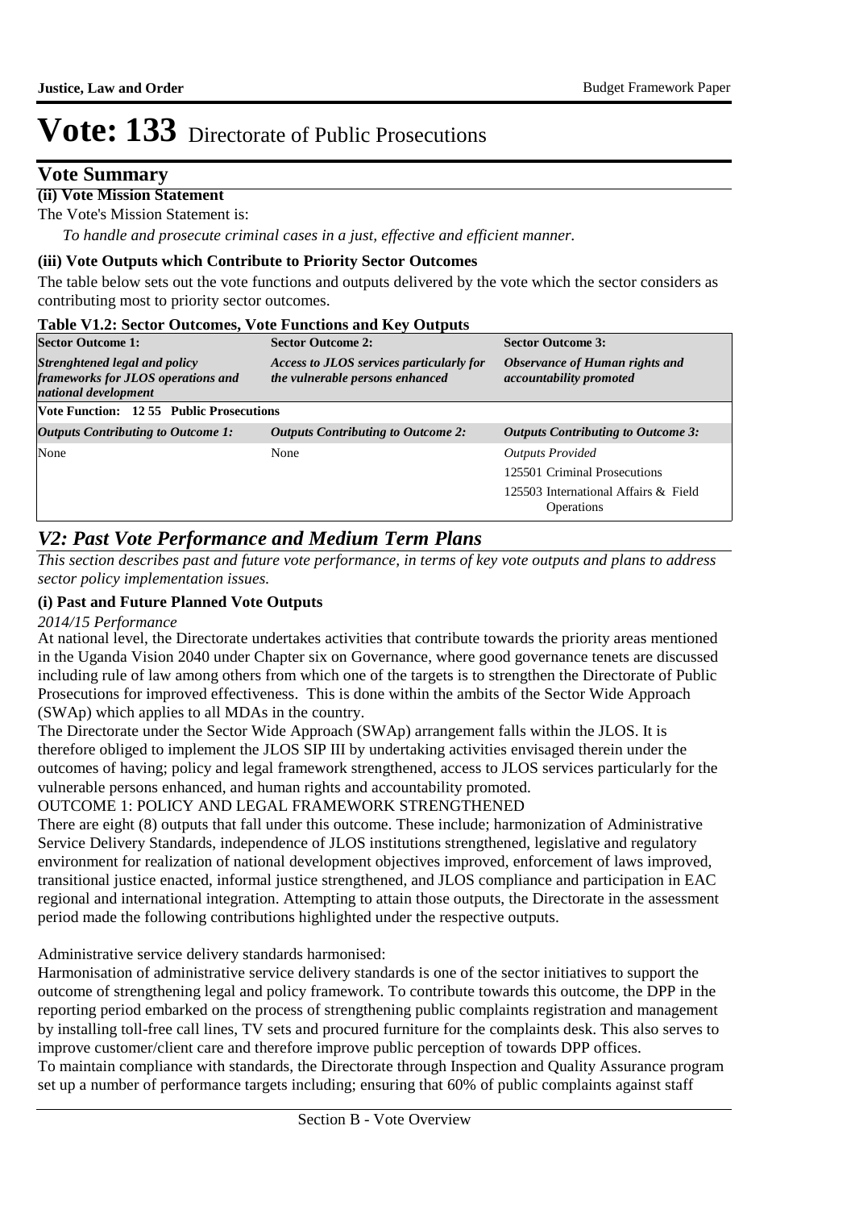# Vote: 133 Directorate of Public Prosecutions

## Vote Summary

**(ii) Vote Mission Statement**

The Vote's Mission Statement is:

*To handle and prosecute criminal cases in a just, effective and efficient manner.*

**(iii) Vote Outputs which Contribute to Priority Sector Outcomes**

The table below sets out the vote functions and outputs delivered by the vote which the sector considers as contributing most to priority sector outcomes.

**Table V1.2: Sector Outcomes, Vote Functions and Key Outputs**

| **Sector Outcome 1:** *Strenghtened legal and policy frameworks for JLOS operations and national development* | **Sector Outcome 2:** *Access to JLOS services particularly for the vulnerable persons enhanced* | **Sector Outcome 3:** *Observance of Human rights and accountability promoted* |
|---|---|---|
| **Vote Function: 12 55 Public Prosecutions** | | |
| ***Outputs Contributing to Outcome 1:*** | ***Outputs Contributing to Outcome 2:*** | ***Outputs Contributing to Outcome 3:*** |
| None | None | *Outputs Provided*<br>125501 Criminal Prosecutions<br>125503 International Affairs & Field Operations |

## *V2: Past Vote Performance and Medium Term Plans*

*This section describes past and future vote performance, in terms of key vote outputs and plans to address sector policy implementation issues.*

**(i) Past and Future Planned Vote Outputs**

*2014/15 Performance*

At national level, the Directorate undertakes activities that contribute towards the priority areas mentioned in the Uganda Vision 2040 under Chapter six on Governance, where good governance tenets are discussed including rule of law among others from which one of the targets is to strengthen the Directorate of Public Prosecutions for improved effectiveness. This is done within the ambits of the Sector Wide Approach (SWAp) which applies to all MDAs in the country.

The Directorate under the Sector Wide Approach (SWAp) arrangement falls within the JLOS. It is therefore obliged to implement the JLOS SIP III by undertaking activities envisaged therein under the outcomes of having; policy and legal framework strengthened, access to JLOS services particularly for the vulnerable persons enhanced, and human rights and accountability promoted.

OUTCOME 1: POLICY AND LEGAL FRAMEWORK STRENGTHENED

There are eight (8) outputs that fall under this outcome. These include; harmonization of Administrative Service Delivery Standards, independence of JLOS institutions strengthened, legislative and regulatory environment for realization of national development objectives improved, enforcement of laws improved, transitional justice enacted, informal justice strengthened, and JLOS compliance and participation in EAC regional and international integration. Attempting to attain those outputs, the Directorate in the assessment period made the following contributions highlighted under the respective outputs.

Administrative service delivery standards harmonised:

Harmonisation of administrative service delivery standards is one of the sector initiatives to support the outcome of strengthening legal and policy framework. To contribute towards this outcome, the DPP in the reporting period embarked on the process of strengthening public complaints registration and management by installing toll-free call lines, TV sets and procured furniture for the complaints desk. This also serves to improve customer/client care and therefore improve public perception of towards DPP offices.

To maintain compliance with standards, the Directorate through Inspection and Quality Assurance program set up a number of performance targets including; ensuring that 60% of public complaints against staff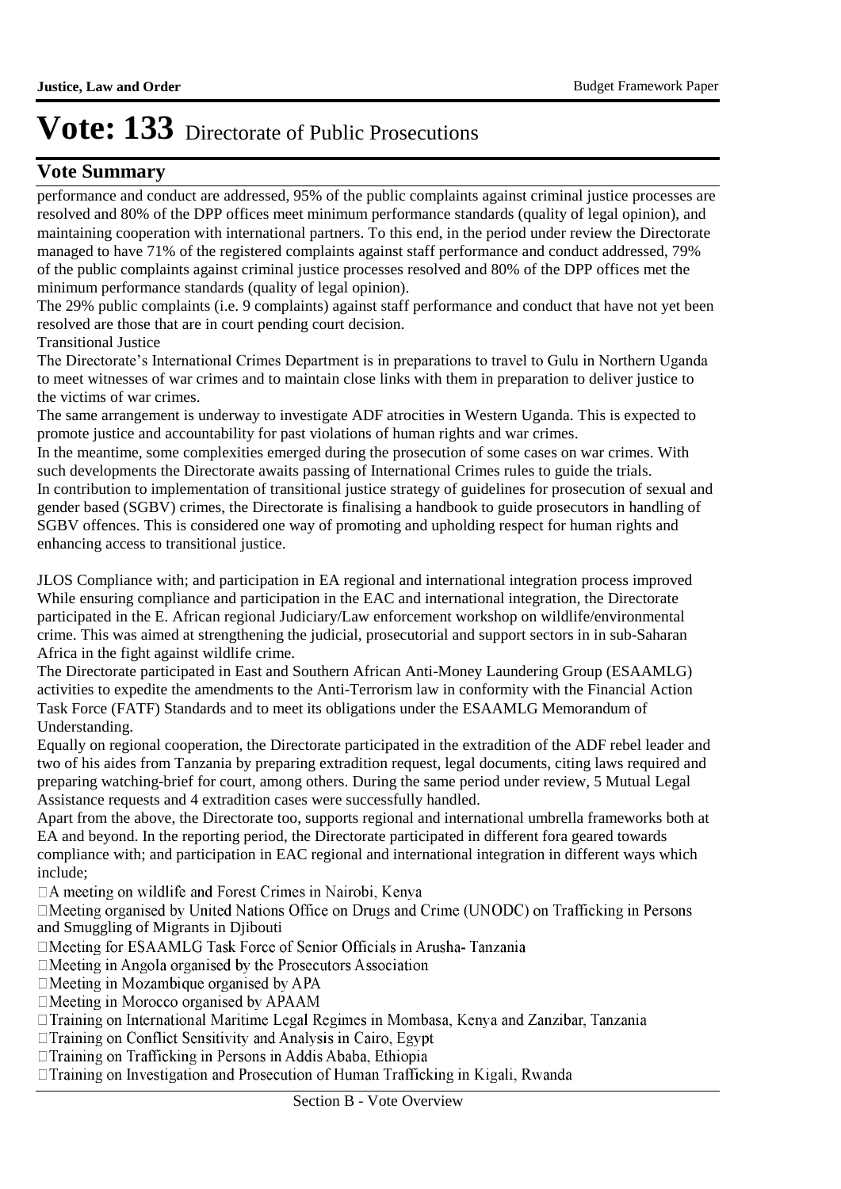# Vote: 133 Directorate of Public Prosecutions

## Vote Summary

performance and conduct are addressed, 95% of the public complaints against criminal justice processes are resolved and 80% of the DPP offices meet minimum performance standards (quality of legal opinion), and maintaining cooperation with international partners. To this end, in the period under review the Directorate managed to have 71% of the registered complaints against staff performance and conduct addressed, 79% of the public complaints against criminal justice processes resolved and 80% of the DPP offices met the minimum performance standards (quality of legal opinion).

The 29% public complaints (i.e. 9 complaints) against staff performance and conduct that have not yet been resolved are those that are in court pending court decision.

Transitional Justice

The Directorate's International Crimes Department is in preparations to travel to Gulu in Northern Uganda to meet witnesses of war crimes and to maintain close links with them in preparation to deliver justice to the victims of war crimes.

The same arrangement is underway to investigate ADF atrocities in Western Uganda. This is expected to promote justice and accountability for past violations of human rights and war crimes.

In the meantime, some complexities emerged during the prosecution of some cases on war crimes. With such developments the Directorate awaits passing of International Crimes rules to guide the trials.

In contribution to implementation of transitional justice strategy of guidelines for prosecution of sexual and gender based (SGBV) crimes, the Directorate is finalising a handbook to guide prosecutors in handling of SGBV offences. This is considered one way of promoting and upholding respect for human rights and enhancing access to transitional justice.

JLOS Compliance with; and participation in EA regional and international integration process improved

While ensuring compliance and participation in the EAC and international integration, the Directorate participated in the E. African regional Judiciary/Law enforcement workshop on wildlife/environmental crime. This was aimed at strengthening the judicial, prosecutorial and support sectors in in sub-Saharan Africa in the fight against wildlife crime.

The Directorate participated in East and Southern African Anti-Money Laundering Group (ESAAMLG) activities to expedite the amendments to the Anti-Terrorism law in conformity with the Financial Action Task Force (FATF) Standards and to meet its obligations under the ESAAMLG Memorandum of Understanding.

Equally on regional cooperation, the Directorate participated in the extradition of the ADF rebel leader and two of his aides from Tanzania by preparing extradition request, legal documents, citing laws required and preparing watching-brief for court, among others. During the same period under review, 5 Mutual Legal Assistance requests and 4 extradition cases were successfully handled.

Apart from the above, the Directorate too, supports regional and international umbrella frameworks both at EA and beyond. In the reporting period, the Directorate participated in different fora geared towards compliance with; and participation in EAC regional and international integration in different ways which include;

- A meeting on wildlife and Forest Crimes in Nairobi, Kenya
- Meeting organised by United Nations Office on Drugs and Crime (UNODC) on Trafficking in Persons and Smuggling of Migrants in Djibouti
- Meeting for ESAAMLG Task Force of Senior Officials in Arusha- Tanzania
- Meeting in Angola organised by the Prosecutors Association
- Meeting in Mozambique organised by APA
- Meeting in Morocco organised by APAAM
- Training on International Maritime Legal Regimes in Mombasa, Kenya and Zanzibar, Tanzania
- Training on Conflict Sensitivity and Analysis in Cairo, Egypt
- Training on Trafficking in Persons in Addis Ababa, Ethiopia
- Training on Investigation and Prosecution of Human Trafficking in Kigali, Rwanda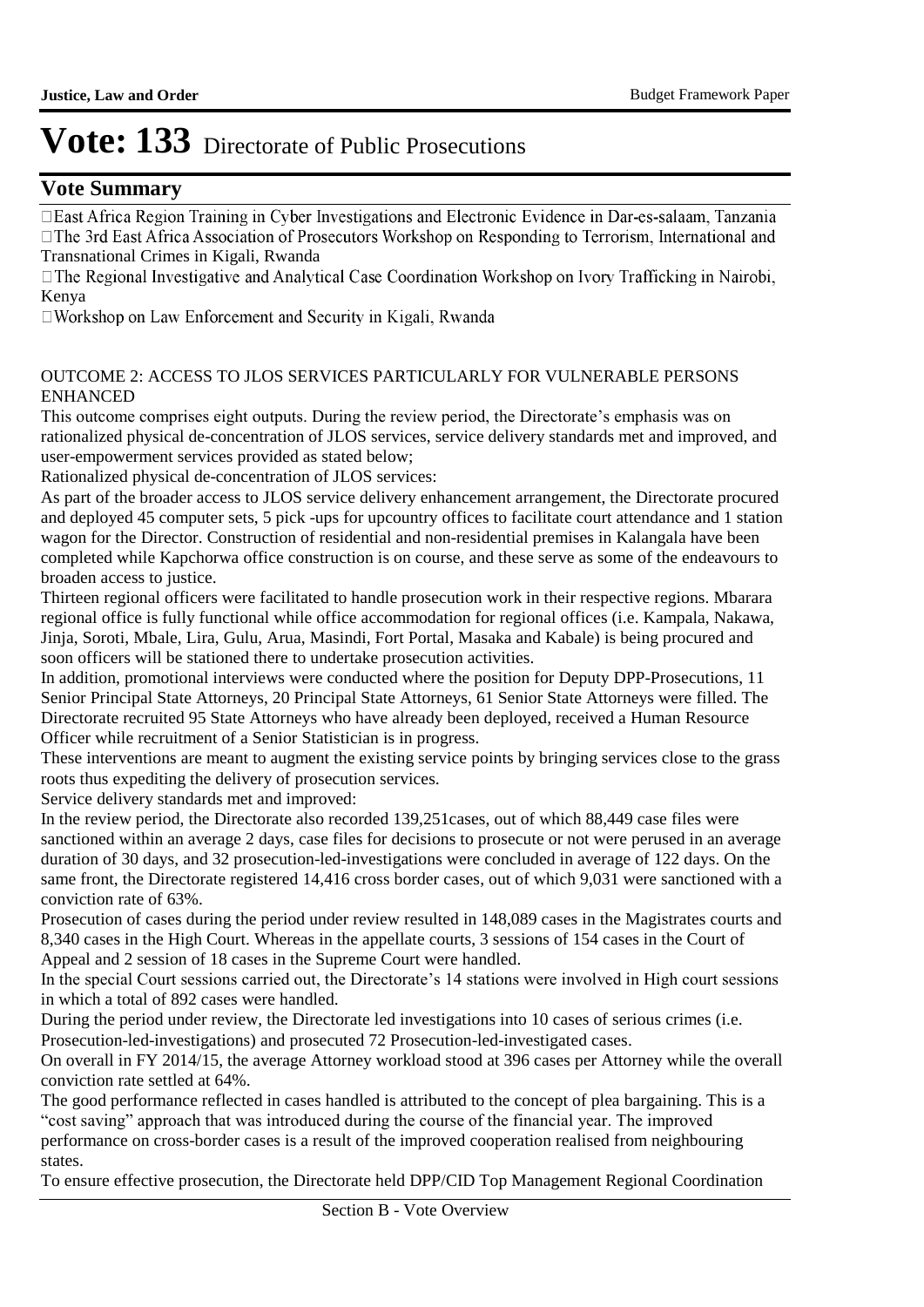# Vote: 133 Directorate of Public Prosecutions

## Vote Summary

- East Africa Region Training in Cyber Investigations and Electronic Evidence in Dar-es-salaam, Tanzania
- The 3rd East Africa Association of Prosecutors Workshop on Responding to Terrorism, International and Transnational Crimes in Kigali, Rwanda
- The Regional Investigative and Analytical Case Coordination Workshop on Ivory Trafficking in Nairobi, Kenya
- Workshop on Law Enforcement and Security in Kigali, Rwanda

OUTCOME 2: ACCESS TO JLOS SERVICES PARTICULARLY FOR VULNERABLE PERSONS ENHANCED

This outcome comprises eight outputs. During the review period, the Directorate's emphasis was on rationalized physical de-concentration of JLOS services, service delivery standards met and improved, and user-empowerment services provided as stated below;

Rationalized physical de-concentration of JLOS services:

As part of the broader access to JLOS service delivery enhancement arrangement, the Directorate procured and deployed 45 computer sets, 5 pick -ups for upcountry offices to facilitate court attendance and 1 station wagon for the Director. Construction of residential and non-residential premises in Kalangala have been completed while Kapchorwa office construction is on course, and these serve as some of the endeavours to broaden access to justice.

Thirteen regional officers were facilitated to handle prosecution work in their respective regions. Mbarara regional office is fully functional while office accommodation for regional offices (i.e. Kampala, Nakawa, Jinja, Soroti, Mbale, Lira, Gulu, Arua, Masindi, Fort Portal, Masaka and Kabale) is being procured and soon officers will be stationed there to undertake prosecution activities.

In addition, promotional interviews were conducted where the position for Deputy DPP-Prosecutions, 11 Senior Principal State Attorneys, 20 Principal State Attorneys, 61 Senior State Attorneys were filled. The Directorate recruited 95 State Attorneys who have already been deployed, received a Human Resource Officer while recruitment of a Senior Statistician is in progress.

These interventions are meant to augment the existing service points by bringing services close to the grass roots thus expediting the delivery of prosecution services.

Service delivery standards met and improved:

In the review period, the Directorate also recorded 139,251cases, out of which 88,449 case files were sanctioned within an average 2 days, case files for decisions to prosecute or not were perused in an average duration of 30 days, and 32 prosecution-led-investigations were concluded in average of 122 days. On the same front, the Directorate registered 14,416 cross border cases, out of which 9,031 were sanctioned with a conviction rate of 63%.

Prosecution of cases during the period under review resulted in 148,089 cases in the Magistrates courts and 8,340 cases in the High Court. Whereas in the appellate courts, 3 sessions of 154 cases in the Court of Appeal and 2 session of 18 cases in the Supreme Court were handled.

In the special Court sessions carried out, the Directorate's 14 stations were involved in High court sessions in which a total of 892 cases were handled.

During the period under review, the Directorate led investigations into 10 cases of serious crimes (i.e. Prosecution-led-investigations) and prosecuted 72 Prosecution-led-investigated cases.

On overall in FY 2014/15, the average Attorney workload stood at 396 cases per Attorney while the overall conviction rate settled at 64%.

The good performance reflected in cases handled is attributed to the concept of plea bargaining. This is a "cost saving" approach that was introduced during the course of the financial year. The improved performance on cross-border cases is a result of the improved cooperation realised from neighbouring states.

To ensure effective prosecution, the Directorate held DPP/CID Top Management Regional Coordination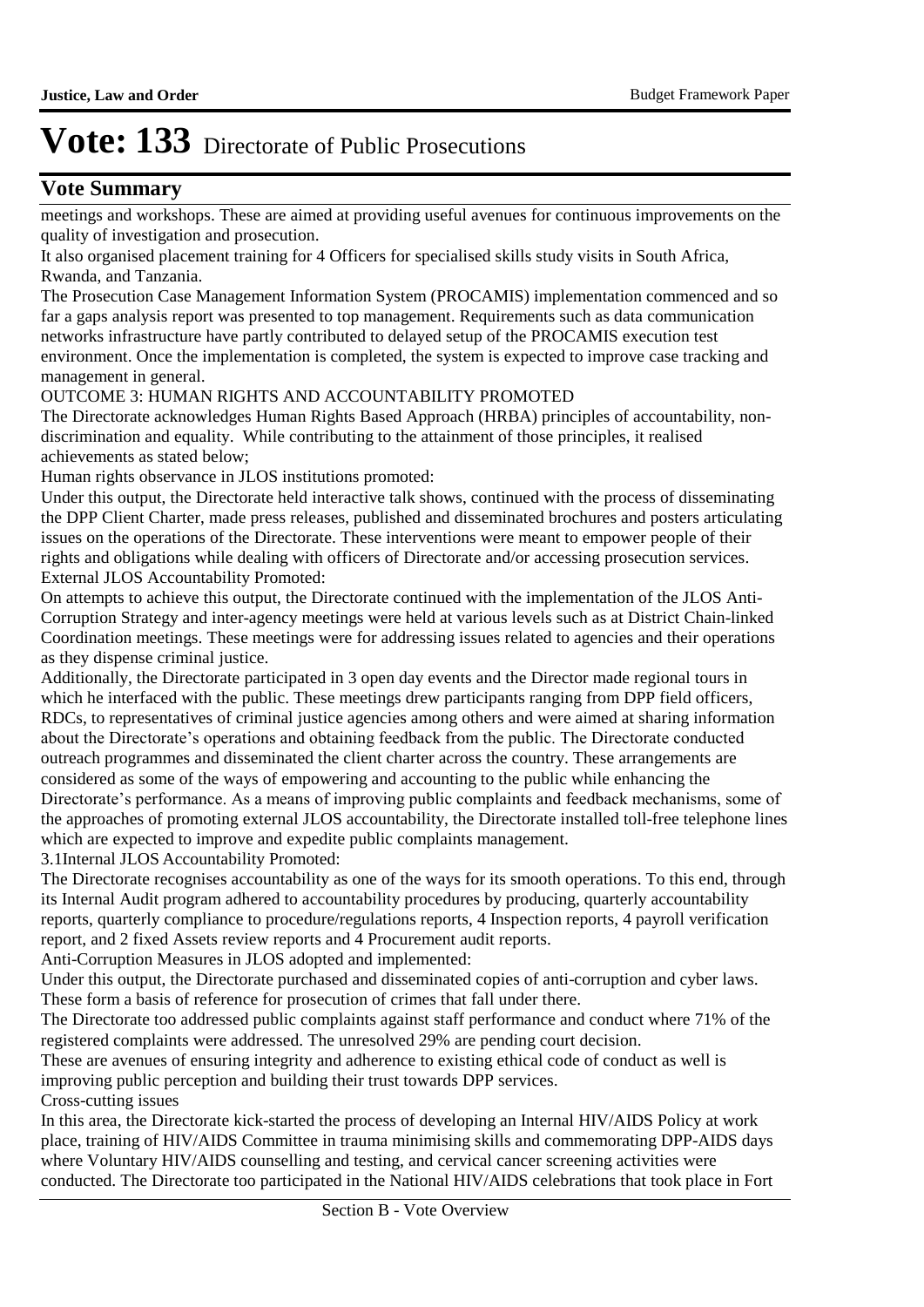# Vote: 133 Directorate of Public Prosecutions

## Vote Summary

meetings and workshops. These are aimed at providing useful avenues for continuous improvements on the quality of investigation and prosecution.

It also organised placement training for 4 Officers for specialised skills study visits in South Africa, Rwanda, and Tanzania.

The Prosecution Case Management Information System (PROCAMIS) implementation commenced and so far a gaps analysis report was presented to top management. Requirements such as data communication networks infrastructure have partly contributed to delayed setup of the PROCAMIS execution test environment. Once the implementation is completed, the system is expected to improve case tracking and management in general.

OUTCOME 3: HUMAN RIGHTS AND ACCOUNTABILITY PROMOTED

The Directorate acknowledges Human Rights Based Approach (HRBA) principles of accountability, non-discrimination and equality. While contributing to the attainment of those principles, it realised achievements as stated below;

Human rights observance in JLOS institutions promoted:

Under this output, the Directorate held interactive talk shows, continued with the process of disseminating the DPP Client Charter, made press releases, published and disseminated brochures and posters articulating issues on the operations of the Directorate. These interventions were meant to empower people of their rights and obligations while dealing with officers of Directorate and/or accessing prosecution services.

External JLOS Accountability Promoted:

On attempts to achieve this output, the Directorate continued with the implementation of the JLOS Anti-Corruption Strategy and inter-agency meetings were held at various levels such as at District Chain-linked Coordination meetings. These meetings were for addressing issues related to agencies and their operations as they dispense criminal justice.

Additionally, the Directorate participated in 3 open day events and the Director made regional tours in which he interfaced with the public. These meetings drew participants ranging from DPP field officers, RDCs, to representatives of criminal justice agencies among others and were aimed at sharing information about the Directorate's operations and obtaining feedback from the public. The Directorate conducted outreach programmes and disseminated the client charter across the country. These arrangements are considered as some of the ways of empowering and accounting to the public while enhancing the Directorate's performance. As a means of improving public complaints and feedback mechanisms, some of the approaches of promoting external JLOS accountability, the Directorate installed toll-free telephone lines which are expected to improve and expedite public complaints management.

3.1Internal JLOS Accountability Promoted:

The Directorate recognises accountability as one of the ways for its smooth operations. To this end, through its Internal Audit program adhered to accountability procedures by producing, quarterly accountability reports, quarterly compliance to procedure/regulations reports, 4 Inspection reports, 4 payroll verification report, and 2 fixed Assets review reports and 4 Procurement audit reports.

Anti-Corruption Measures in JLOS adopted and implemented:

Under this output, the Directorate purchased and disseminated copies of anti-corruption and cyber laws. These form a basis of reference for prosecution of crimes that fall under there.

The Directorate too addressed public complaints against staff performance and conduct where 71% of the registered complaints were addressed. The unresolved 29% are pending court decision.

These are avenues of ensuring integrity and adherence to existing ethical code of conduct as well is improving public perception and building their trust towards DPP services.

Cross-cutting issues

In this area, the Directorate kick-started the process of developing an Internal HIV/AIDS Policy at work place, training of HIV/AIDS Committee in trauma minimising skills and commemorating DPP-AIDS days where Voluntary HIV/AIDS counselling and testing, and cervical cancer screening activities were conducted. The Directorate too participated in the National HIV/AIDS celebrations that took place in Fort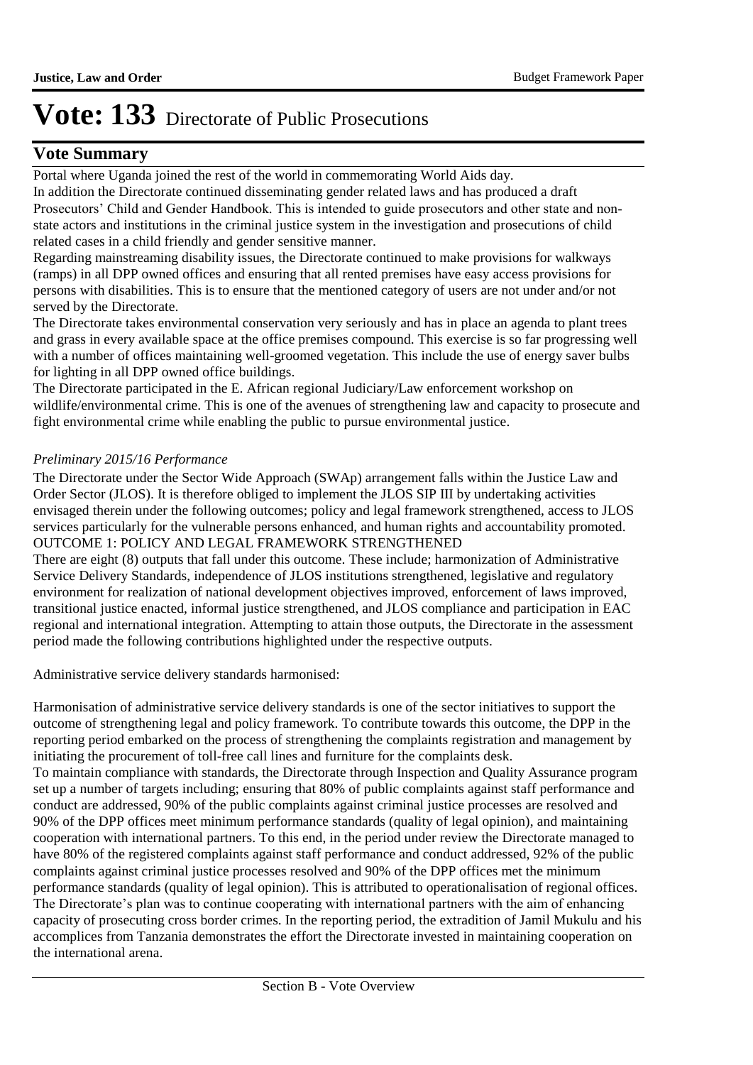# Vote: 133 Directorate of Public Prosecutions

## Vote Summary

Portal where Uganda joined the rest of the world in commemorating World Aids day.

In addition the Directorate continued disseminating gender related laws and has produced a draft Prosecutors' Child and Gender Handbook. This is intended to guide prosecutors and other state and non-state actors and institutions in the criminal justice system in the investigation and prosecutions of child related cases in a child friendly and gender sensitive manner.

Regarding mainstreaming disability issues, the Directorate continued to make provisions for walkways (ramps) in all DPP owned offices and ensuring that all rented premises have easy access provisions for persons with disabilities. This is to ensure that the mentioned category of users are not under and/or not served by the Directorate.

The Directorate takes environmental conservation very seriously and has in place an agenda to plant trees and grass in every available space at the office premises compound. This exercise is so far progressing well with a number of offices maintaining well-groomed vegetation. This include the use of energy saver bulbs for lighting in all DPP owned office buildings.

The Directorate participated in the E. African regional Judiciary/Law enforcement workshop on wildlife/environmental crime. This is one of the avenues of strengthening law and capacity to prosecute and fight environmental crime while enabling the public to pursue environmental justice.

*Preliminary 2015/16 Performance*

The Directorate under the Sector Wide Approach (SWAp) arrangement falls within the Justice Law and Order Sector (JLOS). It is therefore obliged to implement the JLOS SIP III by undertaking activities envisaged therein under the following outcomes; policy and legal framework strengthened, access to JLOS services particularly for the vulnerable persons enhanced, and human rights and accountability promoted.

OUTCOME 1: POLICY AND LEGAL FRAMEWORK STRENGTHENED

There are eight (8) outputs that fall under this outcome. These include; harmonization of Administrative Service Delivery Standards, independence of JLOS institutions strengthened, legislative and regulatory environment for realization of national development objectives improved, enforcement of laws improved, transitional justice enacted, informal justice strengthened, and JLOS compliance and participation in EAC regional and international integration. Attempting to attain those outputs, the Directorate in the assessment period made the following contributions highlighted under the respective outputs.

Administrative service delivery standards harmonised:

Harmonisation of administrative service delivery standards is one of the sector initiatives to support the outcome of strengthening legal and policy framework. To contribute towards this outcome, the DPP in the reporting period embarked on the process of strengthening the complaints registration and management by initiating the procurement of toll-free call lines and furniture for the complaints desk.

To maintain compliance with standards, the Directorate through Inspection and Quality Assurance program set up a number of targets including; ensuring that 80% of public complaints against staff performance and conduct are addressed, 90% of the public complaints against criminal justice processes are resolved and 90% of the DPP offices meet minimum performance standards (quality of legal opinion), and maintaining cooperation with international partners. To this end, in the period under review the Directorate managed to have 80% of the registered complaints against staff performance and conduct addressed, 92% of the public complaints against criminal justice processes resolved and 90% of the DPP offices met the minimum performance standards (quality of legal opinion). This is attributed to operationalisation of regional offices. The Directorate's plan was to continue cooperating with international partners with the aim of enhancing capacity of prosecuting cross border crimes. In the reporting period, the extradition of Jamil Mukulu and his accomplices from Tanzania demonstrates the effort the Directorate invested in maintaining cooperation on the international arena.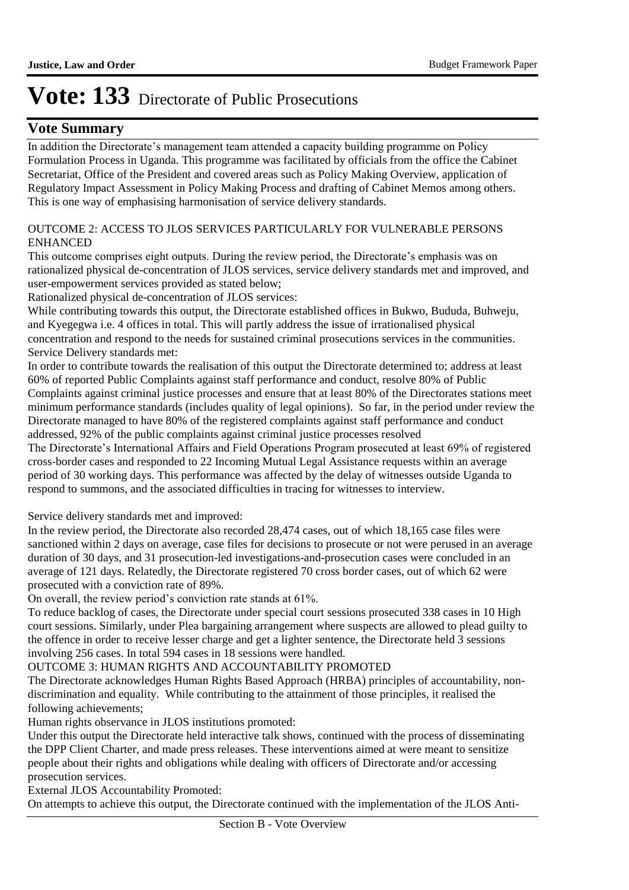# Vote: 133 Directorate of Public Prosecutions

## Vote Summary

In addition the Directorate's management team attended a capacity building programme on Policy Formulation Process in Uganda. This programme was facilitated by officials from the office the Cabinet Secretariat, Office of the President and covered areas such as Policy Making Overview, application of Regulatory Impact Assessment in Policy Making Process and drafting of Cabinet Memos among others. This is one way of emphasising harmonisation of service delivery standards.

OUTCOME 2: ACCESS TO JLOS SERVICES PARTICULARLY FOR VULNERABLE PERSONS ENHANCED

This outcome comprises eight outputs. During the review period, the Directorate's emphasis was on rationalized physical de-concentration of JLOS services, service delivery standards met and improved, and user-empowerment services provided as stated below;

Rationalized physical de-concentration of JLOS services:

While contributing towards this output, the Directorate established offices in Bukwo, Bududa, Buhweju, and Kyegegwa i.e. 4 offices in total. This will partly address the issue of irrationalised physical concentration and respond to the needs for sustained criminal prosecutions services in the communities.

Service Delivery standards met:

In order to contribute towards the realisation of this output the Directorate determined to; address at least 60% of reported Public Complaints against staff performance and conduct, resolve 80% of Public Complaints against criminal justice processes and ensure that at least 80% of the Directorates stations meet minimum performance standards (includes quality of legal opinions). So far, in the period under review the Directorate managed to have 80% of the registered complaints against staff performance and conduct addressed, 92% of the public complaints against criminal justice processes resolved

The Directorate's International Affairs and Field Operations Program prosecuted at least 69% of registered cross-border cases and responded to 22 Incoming Mutual Legal Assistance requests within an average period of 30 working days. This performance was affected by the delay of witnesses outside Uganda to respond to summons, and the associated difficulties in tracing for witnesses to interview.

Service delivery standards met and improved:

In the review period, the Directorate also recorded 28,474 cases, out of which 18,165 case files were sanctioned within 2 days on average, case files for decisions to prosecute or not were perused in an average duration of 30 days, and 31 prosecution-led investigations-and-prosecution cases were concluded in an average of 121 days. Relatedly, the Directorate registered 70 cross border cases, out of which 62 were prosecuted with a conviction rate of 89%.

On overall, the review period's conviction rate stands at 61%.

To reduce backlog of cases, the Directorate under special court sessions prosecuted 338 cases in 10 High court sessions. Similarly, under Plea bargaining arrangement where suspects are allowed to plead guilty to the offence in order to receive lesser charge and get a lighter sentence, the Directorate held 3 sessions involving 256 cases. In total 594 cases in 18 sessions were handled.

OUTCOME 3: HUMAN RIGHTS AND ACCOUNTABILITY PROMOTED

The Directorate acknowledges Human Rights Based Approach (HRBA) principles of accountability, non-discrimination and equality. While contributing to the attainment of those principles, it realised the following achievements;

Human rights observance in JLOS institutions promoted:

Under this output the Directorate held interactive talk shows, continued with the process of disseminating the DPP Client Charter, and made press releases. These interventions aimed at were meant to sensitize people about their rights and obligations while dealing with officers of Directorate and/or accessing prosecution services.

External JLOS Accountability Promoted:

On attempts to achieve this output, the Directorate continued with the implementation of the JLOS Anti-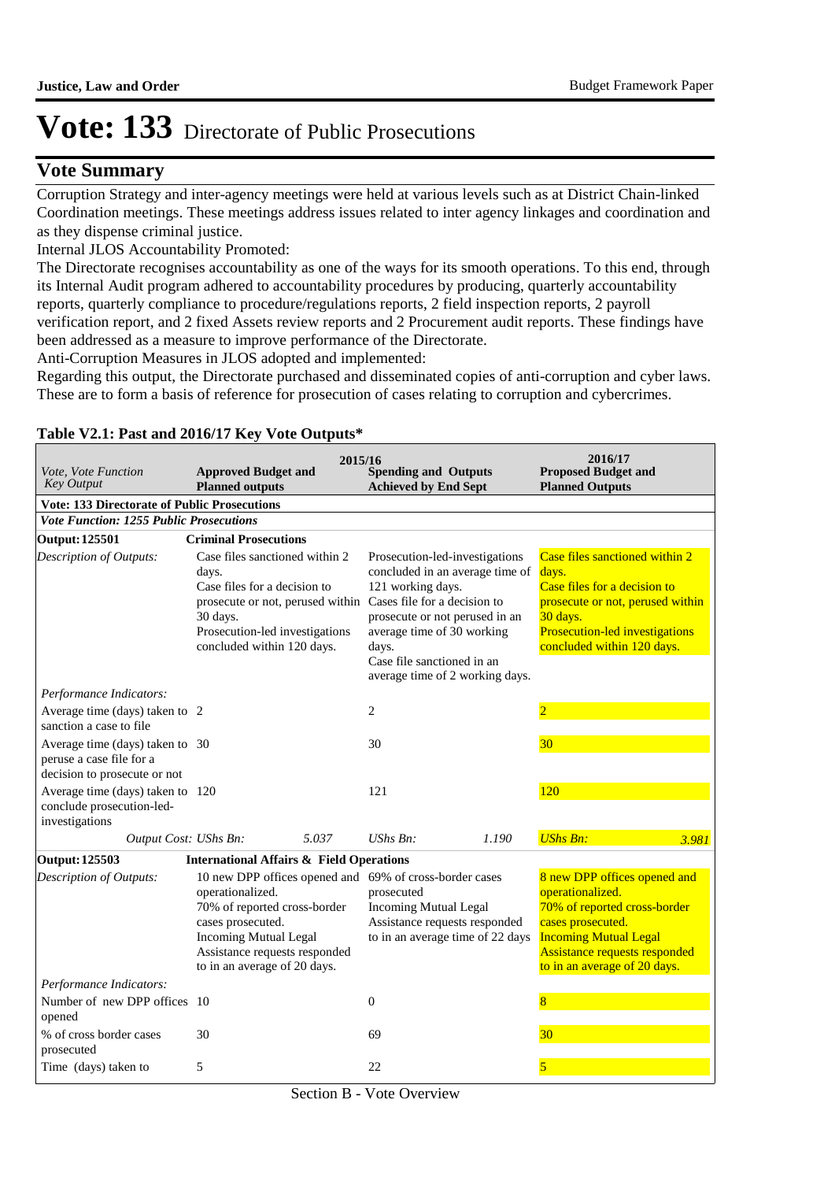# Vote: 133 Directorate of Public Prosecutions

## Vote Summary

Corruption Strategy and inter-agency meetings were held at various levels such as at District Chain-linked Coordination meetings. These meetings address issues related to inter agency linkages and coordination and as they dispense criminal justice.

Internal JLOS Accountability Promoted:

The Directorate recognises accountability as one of the ways for its smooth operations. To this end, through its Internal Audit program adhered to accountability procedures by producing, quarterly accountability reports, quarterly compliance to procedure/regulations reports, 2 field inspection reports, 2 payroll verification report, and 2 fixed Assets review reports and 2 Procurement audit reports. These findings have been addressed as a measure to improve performance of the Directorate.

Anti-Corruption Measures in JLOS adopted and implemented:

Regarding this output, the Directorate purchased and disseminated copies of anti-corruption and cyber laws. These are to form a basis of reference for prosecution of cases relating to corruption and cybercrimes.

**Table V2.1: Past and 2016/17 Key Vote Outputs***

| *Vote, Vote Function Key Output* | 2015/16 Approved Budget and Planned outputs | 2015/16 Spending and Outputs Achieved by End Sept | 2016/17 Proposed Budget and Planned Outputs |
|---|---|---|---|
| **Vote: 133 Directorate of Public Prosecutions** | | | |
| ***Vote Function: 1255 Public Prosecutions*** | | | |
| **Output: 125501** | **Criminal Prosecutions** | | |
| *Description of Outputs:* | Case files sanctioned within 2 days.<br>Case files for a decision to prosecute or not, perused within 30 days.<br>Prosecution-led investigations concluded within 120 days. | Prosecution-led-investigations concluded in an average time of 121 working days.<br>Cases file for a decision to prosecute or not perused in an average time of 30 working days.<br>Case file sanctioned in an average time of 2 working days. | Case files sanctioned within 2 days.<br>Case files for a decision to prosecute or not, perused within 30 days.<br>Prosecution-led investigations concluded within 120 days. |
| *Performance Indicators:* | | | |
| Average time (days) taken to sanction a case to file | 2 | 2 | 2 |
| Average time (days) taken to peruse a case file for a decision to prosecute or not | 30 | 30 | 30 |
| Average time (days) taken to conclude prosecution-led-investigations | 120 | 121 | 120 |
| *Output Cost:* | *UShs Bn: 5.037* | *UShs Bn: 1.190* | *UShs Bn: 3.981* |
| **Output: 125503** | **International Affairs & Field Operations** | | |
| *Description of Outputs:* | 10 new DPP offices opened and operationalized.<br>70% of reported cross-border cases prosecuted.<br>Incoming Mutual Legal Assistance requests responded to in an average of 20 days. | 69% of cross-border cases prosecuted<br>Incoming Mutual Legal Assistance requests responded to in an average time of 22 days | 8 new DPP offices opened and operationalized.<br>70% of reported cross-border cases prosecuted.<br>Incoming Mutual Legal Assistance requests responded to in an average of 20 days. |
| *Performance Indicators:* | | | |
| Number of new DPP offices opened | 10 | 0 | 8 |
| % of cross border cases prosecuted | 30 | 69 | 30 |
| Time (days) taken to | 5 | 22 | 5 |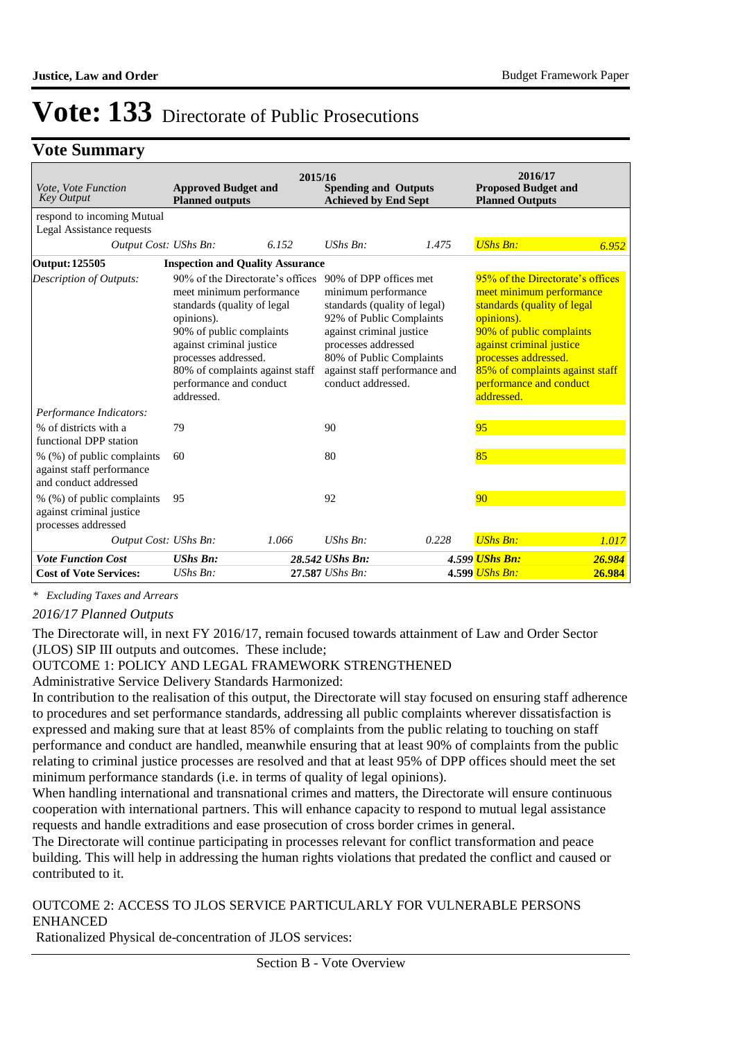# Vote: 133 Directorate of Public Prosecutions

## Vote Summary

| *Vote, Vote Function Key Output* | 2015/16 Approved Budget and Planned outputs | | 2015/16 Spending and Outputs Achieved by End Sept | | 2016/17 Proposed Budget and Planned Outputs | |
|---|---|---|---|---|---|---|
| respond to incoming Mutual Legal Assistance requests | | | | | | |
| *Output Cost:* | *UShs Bn:* | *6.152* | *UShs Bn:* | *1.475* | *UShs Bn:* | *6.952* |
| **Output: 125505** | **Inspection and Quality Assurance** | | | | | |
| *Description of Outputs:* | 90% of the Directorate's offices meet minimum performance standards (quality of legal opinions). 90% of public complaints against criminal justice processes addressed. 80% of complaints against staff performance and conduct addressed. | | 90% of DPP offices met minimum performance standards (quality of legal) 92% of Public Complaints against criminal justice processes addressed 80% of Public Complaints against staff performance and conduct addressed. | | 95% of the Directorate's offices meet minimum performance standards (quality of legal opinions). 90% of public complaints against criminal justice processes addressed. 85% of complaints against staff performance and conduct addressed. | |
| *Performance Indicators:* | | | | | | |
| % of districts with a functional DPP station | 79 | | 90 | | 95 | |
| % (%) of public complaints against staff performance and conduct addressed | 60 | | 80 | | 85 | |
| % (%) of public complaints against criminal justice processes addressed | 95 | | 92 | | 90 | |
| *Output Cost:* | *UShs Bn:* | *1.066* | *UShs Bn:* | *0.228* | *UShs Bn:* | *1.017* |
| ***Vote Function Cost*** | ***UShs Bn:*** | ***28.542*** | ***UShs Bn:*** | ***4.599*** | ***UShs Bn:*** | ***26.984*** |
| **Cost of Vote Services:** | *UShs Bn:* | **27.587** | *UShs Bn:* | **4.599** | *UShs Bn:* | **26.984** |

*\* Excluding Taxes and Arrears*

*2016/17 Planned Outputs*

The Directorate will, in next FY 2016/17, remain focused towards attainment of Law and Order Sector (JLOS) SIP III outputs and outcomes. These include;

OUTCOME 1: POLICY AND LEGAL FRAMEWORK STRENGTHENED

Administrative Service Delivery Standards Harmonized:

In contribution to the realisation of this output, the Directorate will stay focused on ensuring staff adherence to procedures and set performance standards, addressing all public complaints wherever dissatisfaction is expressed and making sure that at least 85% of complaints from the public relating to touching on staff performance and conduct are handled, meanwhile ensuring that at least 90% of complaints from the public relating to criminal justice processes are resolved and that at least 95% of DPP offices should meet the set minimum performance standards (i.e. in terms of quality of legal opinions).

When handling international and transnational crimes and matters, the Directorate will ensure continuous cooperation with international partners. This will enhance capacity to respond to mutual legal assistance requests and handle extraditions and ease prosecution of cross border crimes in general.

The Directorate will continue participating in processes relevant for conflict transformation and peace building. This will help in addressing the human rights violations that predated the conflict and caused or contributed to it.

OUTCOME 2: ACCESS TO JLOS SERVICE PARTICULARLY FOR VULNERABLE PERSONS ENHANCED

Rationalized Physical de-concentration of JLOS services: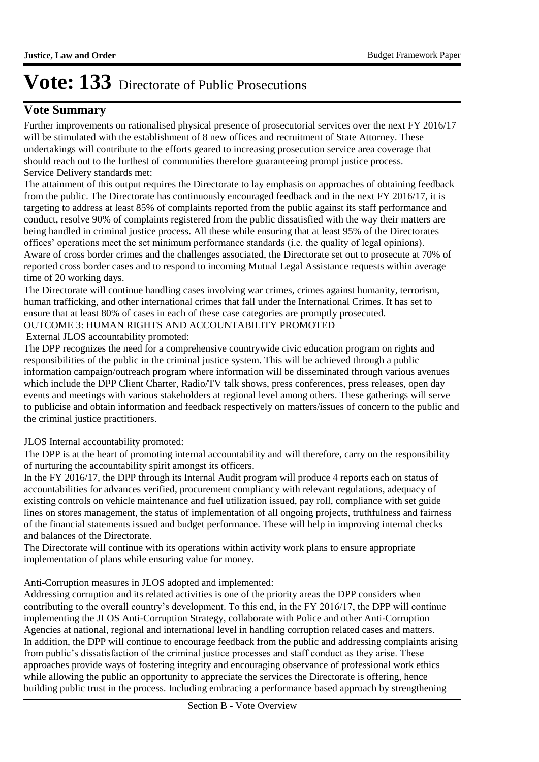# Vote: 133 Directorate of Public Prosecutions

## Vote Summary

Further improvements on rationalised physical presence of prosecutorial services over the next FY 2016/17 will be stimulated with the establishment of 8 new offices and recruitment of State Attorney. These undertakings will contribute to the efforts geared to increasing prosecution service area coverage that should reach out to the furthest of communities therefore guaranteeing prompt justice process.

Service Delivery standards met:

The attainment of this output requires the Directorate to lay emphasis on approaches of obtaining feedback from the public. The Directorate has continuously encouraged feedback and in the next FY 2016/17, it is targeting to address at least 85% of complaints reported from the public against its staff performance and conduct, resolve 90% of complaints registered from the public dissatisfied with the way their matters are being handled in criminal justice process. All these while ensuring that at least 95% of the Directorates offices' operations meet the set minimum performance standards (i.e. the quality of legal opinions).

Aware of cross border crimes and the challenges associated, the Directorate set out to prosecute at 70% of reported cross border cases and to respond to incoming Mutual Legal Assistance requests within average time of 20 working days.

The Directorate will continue handling cases involving war crimes, crimes against humanity, terrorism, human trafficking, and other international crimes that fall under the International Crimes. It has set to ensure that at least 80% of cases in each of these case categories are promptly prosecuted.

OUTCOME 3: HUMAN RIGHTS AND ACCOUNTABILITY PROMOTED

External JLOS accountability promoted:

The DPP recognizes the need for a comprehensive countrywide civic education program on rights and responsibilities of the public in the criminal justice system. This will be achieved through a public information campaign/outreach program where information will be disseminated through various avenues which include the DPP Client Charter, Radio/TV talk shows, press conferences, press releases, open day events and meetings with various stakeholders at regional level among others. These gatherings will serve to publicise and obtain information and feedback respectively on matters/issues of concern to the public and the criminal justice practitioners.

JLOS Internal accountability promoted:

The DPP is at the heart of promoting internal accountability and will therefore, carry on the responsibility of nurturing the accountability spirit amongst its officers.

In the FY 2016/17, the DPP through its Internal Audit program will produce 4 reports each on status of accountabilities for advances verified, procurement compliancy with relevant regulations, adequacy of existing controls on vehicle maintenance and fuel utilization issued, pay roll, compliance with set guide lines on stores management, the status of implementation of all ongoing projects, truthfulness and fairness of the financial statements issued and budget performance. These will help in improving internal checks and balances of the Directorate.

The Directorate will continue with its operations within activity work plans to ensure appropriate implementation of plans while ensuring value for money.

Anti-Corruption measures in JLOS adopted and implemented:

Addressing corruption and its related activities is one of the priority areas the DPP considers when contributing to the overall country's development. To this end, in the FY 2016/17, the DPP will continue implementing the JLOS Anti-Corruption Strategy, collaborate with Police and other Anti-Corruption Agencies at national, regional and international level in handling corruption related cases and matters.

In addition, the DPP will continue to encourage feedback from the public and addressing complaints arising from public's dissatisfaction of the criminal justice processes and staff conduct as they arise. These approaches provide ways of fostering integrity and encouraging observance of professional work ethics while allowing the public an opportunity to appreciate the services the Directorate is offering, hence building public trust in the process. Including embracing a performance based approach by strengthening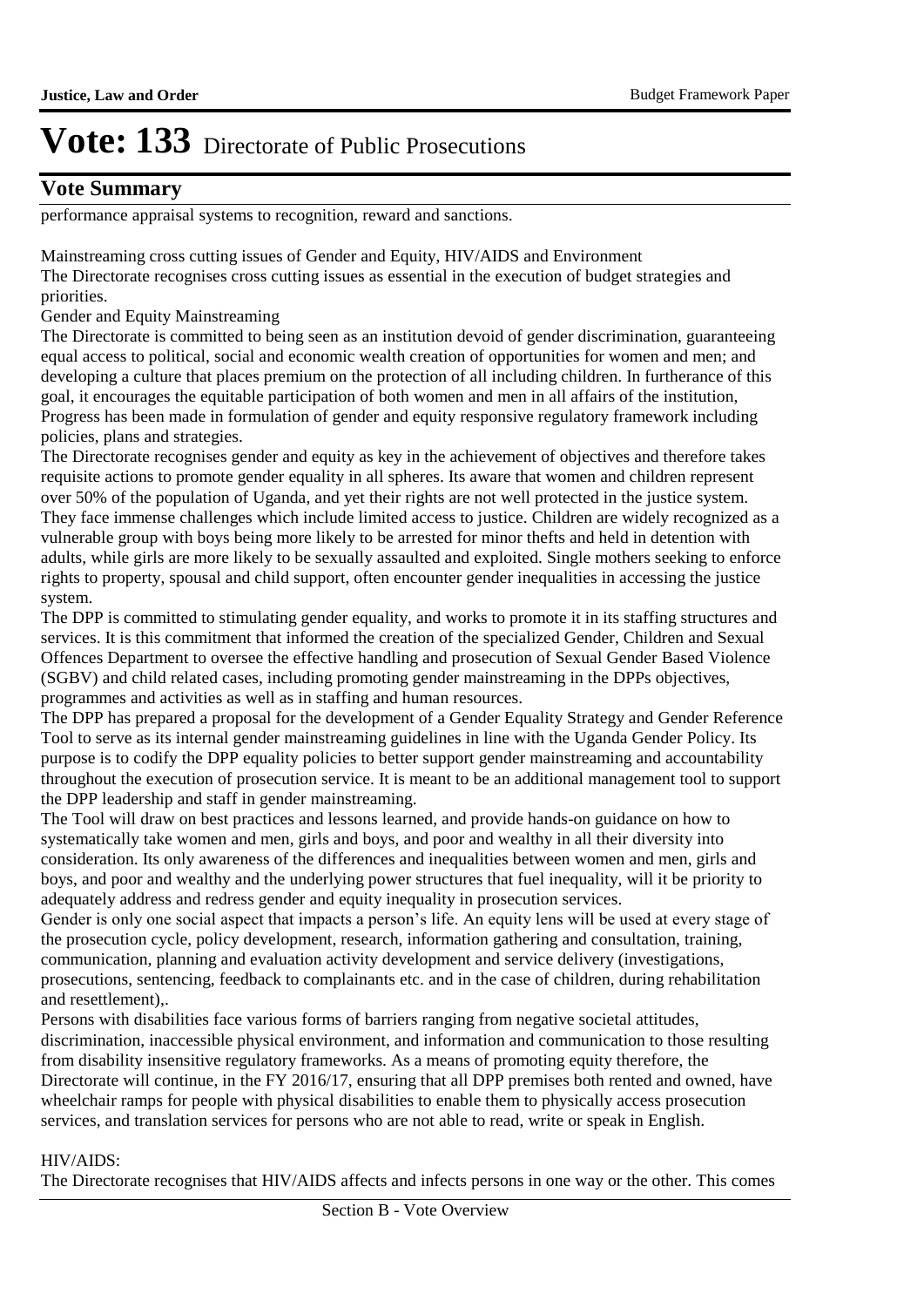# Vote: 133 Directorate of Public Prosecutions

## Vote Summary

performance appraisal systems to recognition, reward and sanctions.

Mainstreaming cross cutting issues of Gender and Equity, HIV/AIDS and Environment

The Directorate recognises cross cutting issues as essential in the execution of budget strategies and priorities.

Gender and Equity Mainstreaming

The Directorate is committed to being seen as an institution devoid of gender discrimination, guaranteeing equal access to political, social and economic wealth creation of opportunities for women and men; and developing a culture that places premium on the protection of all including children. In furtherance of this goal, it encourages the equitable participation of both women and men in all affairs of the institution, Progress has been made in formulation of gender and equity responsive regulatory framework including policies, plans and strategies.

The Directorate recognises gender and equity as key in the achievement of objectives and therefore takes requisite actions to promote gender equality in all spheres. Its aware that women and children represent over 50% of the population of Uganda, and yet their rights are not well protected in the justice system. They face immense challenges which include limited access to justice. Children are widely recognized as a vulnerable group with boys being more likely to be arrested for minor thefts and held in detention with adults, while girls are more likely to be sexually assaulted and exploited. Single mothers seeking to enforce rights to property, spousal and child support, often encounter gender inequalities in accessing the justice system.

The DPP is committed to stimulating gender equality, and works to promote it in its staffing structures and services. It is this commitment that informed the creation of the specialized Gender, Children and Sexual Offences Department to oversee the effective handling and prosecution of Sexual Gender Based Violence (SGBV) and child related cases, including promoting gender mainstreaming in the DPPs objectives, programmes and activities as well as in staffing and human resources.

The DPP has prepared a proposal for the development of a Gender Equality Strategy and Gender Reference Tool to serve as its internal gender mainstreaming guidelines in line with the Uganda Gender Policy. Its purpose is to codify the DPP equality policies to better support gender mainstreaming and accountability throughout the execution of prosecution service. It is meant to be an additional management tool to support the DPP leadership and staff in gender mainstreaming.

The Tool will draw on best practices and lessons learned, and provide hands-on guidance on how to systematically take women and men, girls and boys, and poor and wealthy in all their diversity into consideration. Its only awareness of the differences and inequalities between women and men, girls and boys, and poor and wealthy and the underlying power structures that fuel inequality, will it be priority to adequately address and redress gender and equity inequality in prosecution services.

Gender is only one social aspect that impacts a person's life. An equity lens will be used at every stage of the prosecution cycle, policy development, research, information gathering and consultation, training, communication, planning and evaluation activity development and service delivery (investigations, prosecutions, sentencing, feedback to complainants etc. and in the case of children, during rehabilitation and resettlement),.

Persons with disabilities face various forms of barriers ranging from negative societal attitudes, discrimination, inaccessible physical environment, and information and communication to those resulting from disability insensitive regulatory frameworks. As a means of promoting equity therefore, the Directorate will continue, in the FY 2016/17, ensuring that all DPP premises both rented and owned, have wheelchair ramps for people with physical disabilities to enable them to physically access prosecution services, and translation services for persons who are not able to read, write or speak in English.

HIV/AIDS:

The Directorate recognises that HIV/AIDS affects and infects persons in one way or the other. This comes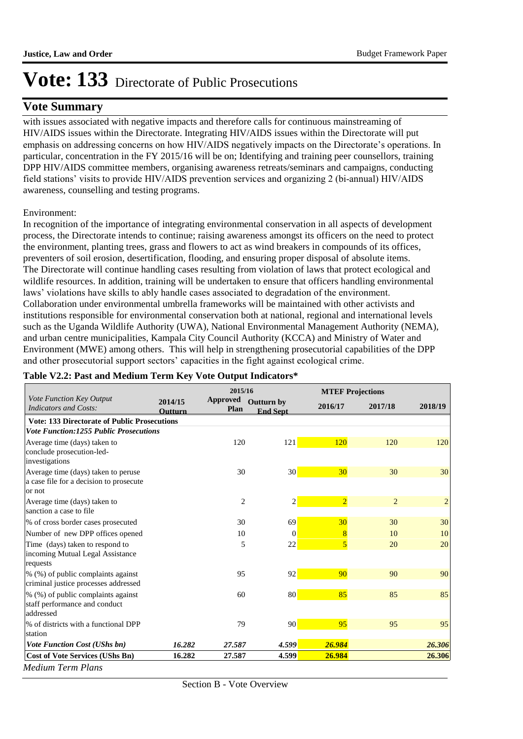# Vote: 133 Directorate of Public Prosecutions

## Vote Summary

with issues associated with negative impacts and therefore calls for continuous mainstreaming of HIV/AIDS issues within the Directorate. Integrating HIV/AIDS issues within the Directorate will put emphasis on addressing concerns on how HIV/AIDS negatively impacts on the Directorate's operations. In particular, concentration in the FY 2015/16 will be on; Identifying and training peer counsellors, training DPP HIV/AIDS committee members, organising awareness retreats/seminars and campaigns, conducting field stations' visits to provide HIV/AIDS prevention services and organizing 2 (bi-annual) HIV/AIDS awareness, counselling and testing programs.

Environment:

In recognition of the importance of integrating environmental conservation in all aspects of development process, the Directorate intends to continue; raising awareness amongst its officers on the need to protect the environment, planting trees, grass and flowers to act as wind breakers in compounds of its offices, preventers of soil erosion, desertification, flooding, and ensuring proper disposal of absolute items. The Directorate will continue handling cases resulting from violation of laws that protect ecological and wildlife resources. In addition, training will be undertaken to ensure that officers handling environmental laws' violations have skills to ably handle cases associated to degradation of the environment. Collaboration under environmental umbrella frameworks will be maintained with other activists and institutions responsible for environmental conservation both at national, regional and international levels such as the Uganda Wildlife Authority (UWA), National Environmental Management Authority (NEMA), and urban centre municipalities, Kampala City Council Authority (KCCA) and Ministry of Water and Environment (MWE) among others. This will help in strengthening prosecutorial capabilities of the DPP and other prosecutorial support sectors' capacities in the fight against ecological crime.

**Table V2.2: Past and Medium Term Key Vote Output Indicators***

| *Vote Function Key Output Indicators and Costs:* | 2014/15 Outturn | 2015/16 Approved Plan | 2015/16 Outturn by End Sept | MTEF Projections 2016/17 | 2017/18 | 2018/19 |
|---|---|---|---|---|---|---|
| **Vote: 133 Directorate of Public Prosecutions** | | | | | | |
| ***Vote Function:1255 Public Prosecutions*** | | | | | | |
| Average time (days) taken to conclude prosecution-led-investigations | | 120 | 121 | 120 | 120 | 120 |
| Average time (days) taken to peruse a case file for a decision to prosecute or not | | 30 | 30 | 30 | 30 | 30 |
| Average time (days) taken to sanction a case to file | | 2 | 2 | 2 | 2 | 2 |
| % of cross border cases prosecuted | | 30 | 69 | 30 | 30 | 30 |
| Number of new DPP offices opened | | 10 | 0 | 8 | 10 | 10 |
| Time (days) taken to respond to incoming Mutual Legal Assistance requests | | 5 | 22 | 5 | 20 | 20 |
| % (%) of public complaints against criminal justice processes addressed | | 95 | 92 | 90 | 90 | 90 |
| % (%) of public complaints against staff performance and conduct addressed | | 60 | 80 | 85 | 85 | 85 |
| % of districts with a functional DPP station | | 79 | 90 | 95 | 95 | 95 |
| ***Vote Function Cost (UShs bn)*** | ***16.282*** | ***27.587*** | ***4.599*** | ***26.984*** | | ***26.306*** |
| **Cost of Vote Services (UShs Bn)** | **16.282** | **27.587** | **4.599** | **26.984** | | **26.306** |

*Medium Term Plans*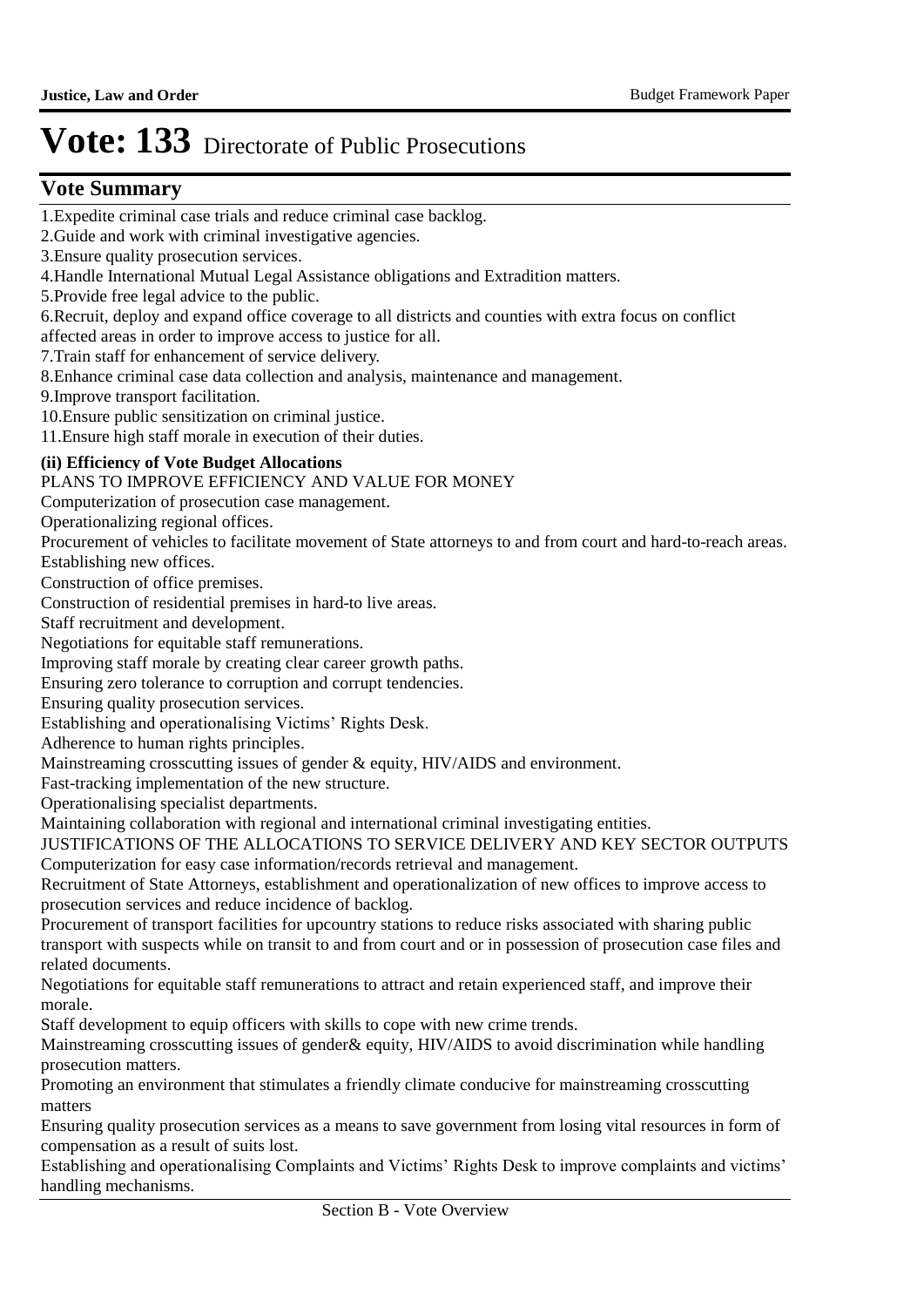# Vote: 133 Directorate of Public Prosecutions

## Vote Summary

1.Expedite criminal case trials and reduce criminal case backlog.
2.Guide and work with criminal investigative agencies.
3.Ensure quality prosecution services.
4.Handle International Mutual Legal Assistance obligations and Extradition matters.
5.Provide free legal advice to the public.
6.Recruit, deploy and expand office coverage to all districts and counties with extra focus on conflict affected areas in order to improve access to justice for all.
7.Train staff for enhancement of service delivery.
8.Enhance criminal case data collection and analysis, maintenance and management.
9.Improve transport facilitation.
10.Ensure public sensitization on criminal justice.
11.Ensure high staff morale in execution of their duties.

**(ii) Efficiency of Vote Budget Allocations**

PLANS TO IMPROVE EFFICIENCY AND VALUE FOR MONEY

Computerization of prosecution case management.

Operationalizing regional offices.

Procurement of vehicles to facilitate movement of State attorneys to and from court and hard-to-reach areas.

Establishing new offices.

Construction of office premises.

Construction of residential premises in hard-to live areas.

Staff recruitment and development.

Negotiations for equitable staff remunerations.

Improving staff morale by creating clear career growth paths.

Ensuring zero tolerance to corruption and corrupt tendencies.

Ensuring quality prosecution services.

Establishing and operationalising Victims' Rights Desk.

Adherence to human rights principles.

Mainstreaming crosscutting issues of gender & equity, HIV/AIDS and environment.

Fast-tracking implementation of the new structure.

Operationalising specialist departments.

Maintaining collaboration with regional and international criminal investigating entities.

JUSTIFICATIONS OF THE ALLOCATIONS TO SERVICE DELIVERY AND KEY SECTOR OUTPUTS

Computerization for easy case information/records retrieval and management.

Recruitment of State Attorneys, establishment and operationalization of new offices to improve access to prosecution services and reduce incidence of backlog.

Procurement of transport facilities for upcountry stations to reduce risks associated with sharing public transport with suspects while on transit to and from court and or in possession of prosecution case files and related documents.

Negotiations for equitable staff remunerations to attract and retain experienced staff, and improve their morale.

Staff development to equip officers with skills to cope with new crime trends.

Mainstreaming crosscutting issues of gender& equity, HIV/AIDS to avoid discrimination while handling prosecution matters.

Promoting an environment that stimulates a friendly climate conducive for mainstreaming crosscutting matters

Ensuring quality prosecution services as a means to save government from losing vital resources in form of compensation as a result of suits lost.

Establishing and operationalising Complaints and Victims' Rights Desk to improve complaints and victims' handling mechanisms.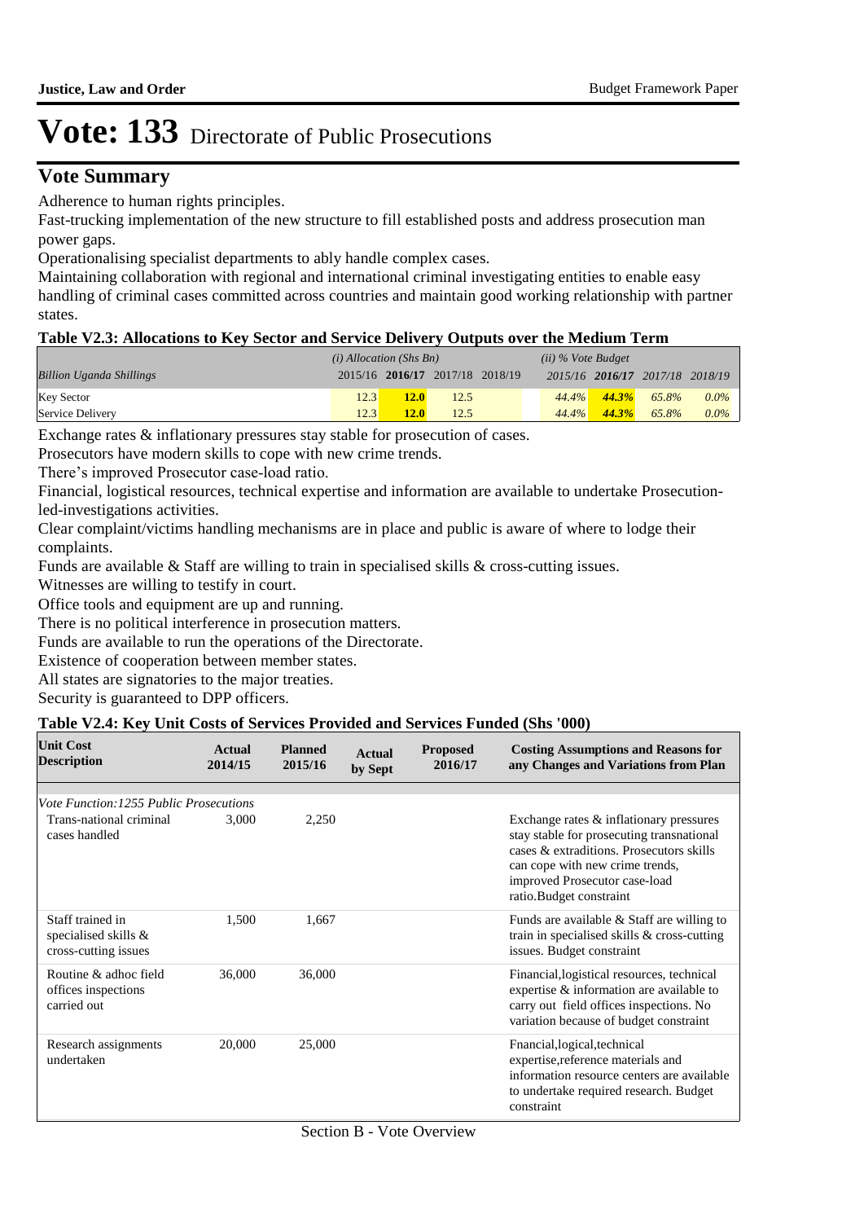# Vote: 133 Directorate of Public Prosecutions

## Vote Summary

Adherence to human rights principles.

Fast-trucking implementation of the new structure to fill established posts and address prosecution man power gaps.

Operationalising specialist departments to ably handle complex cases.

Maintaining collaboration with regional and international criminal investigating entities to enable easy handling of criminal cases committed across countries and maintain good working relationship with partner states.

### Table V2.3: Allocations to Key Sector and Service Delivery Outputs over the Medium Term

| | *(i) Allocation (Shs Bn)* | | | | *(ii) % Vote Budget* | | | |
|---|---|---|---|---|---|---|---|---|
| *Billion Uganda Shillings* | 2015/16 | **2016/17** | 2017/18 | 2018/19 | *2015/16* | ***2016/17*** | *2017/18* | *2018/19* |
| Key Sector | 12.3 | **12.0** | 12.5 | | *44.4%* | ***44.3%*** | *65.8%* | *0.0%* |
| Service Delivery | 12.3 | **12.0** | 12.5 | | *44.4%* | ***44.3%*** | *65.8%* | *0.0%* |

Exchange rates & inflationary pressures stay stable for prosecution of cases.

Prosecutors have modern skills to cope with new crime trends.

There's improved Prosecutor case-load ratio.

Financial, logistical resources, technical expertise and information are available to undertake Prosecution-led-investigations activities.

Clear complaint/victims handling mechanisms are in place and public is aware of where to lodge their complaints.

Funds are available & Staff are willing to train in specialised skills & cross-cutting issues.

Witnesses are willing to testify in court.

Office tools and equipment are up and running.

There is no political interference in prosecution matters.

Funds are available to run the operations of the Directorate.

Existence of cooperation between member states.

All states are signatories to the major treaties.

Security is guaranteed to DPP officers.

### Table V2.4: Key Unit Costs of Services Provided and Services Funded (Shs '000)

| Unit Cost Description | Actual 2014/15 | Planned 2015/16 | Actual by Sept | Proposed 2016/17 | Costing Assumptions and Reasons for any Changes and Variations from Plan |
|---|---|---|---|---|---|
| *Vote Function:1255 Public Prosecutions* | | | | | |
| Trans-national criminal cases handled | 3,000 | 2,250 | | | Exchange rates & inflationary pressures stay stable for prosecuting transnational cases & extraditions. Prosecutors skills can cope with new crime trends, improved Prosecutor case-load ratio.Budget constraint |
| Staff trained in specialised skills & cross-cutting issues | 1,500 | 1,667 | | | Funds are available & Staff are willing to train in specialised skills & cross-cutting issues. Budget constraint |
| Routine & adhoc field offices inspections carried out | 36,000 | 36,000 | | | Financial,logistical resources, technical expertise & information are available to carry out field offices inspections. No variation because of budget constraint |
| Research assignments undertaken | 20,000 | 25,000 | | | Fnancial,logical,technical expertise,reference materials and information resource centers are available to undertake required research. Budget constraint |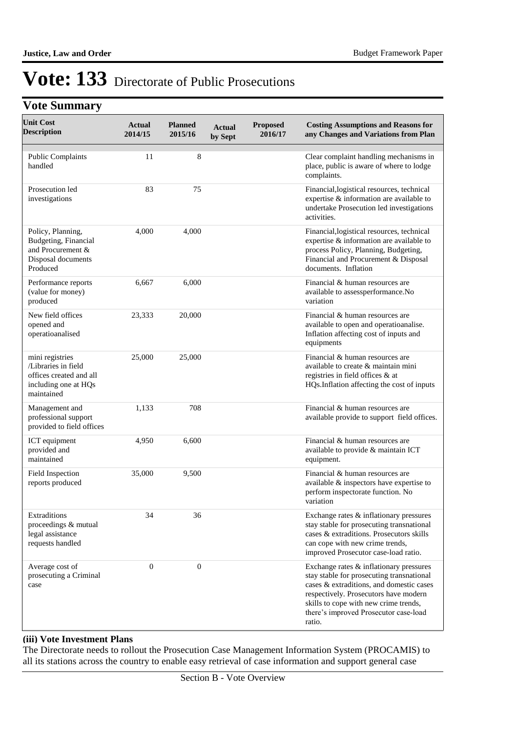# Vote: 133 Directorate of Public Prosecutions

## Vote Summary

| Unit Cost Description | Actual 2014/15 | Planned 2015/16 | Actual by Sept | Proposed 2016/17 | Costing Assumptions and Reasons for any Changes and Variations from Plan |
|---|---|---|---|---|---|
| Public Complaints handled | 11 | 8 | | | Clear complaint handling mechanisms in place, public is aware of where to lodge complaints. |
| Prosecution led investigations | 83 | 75 | | | Financial,logistical resources, technical expertise & information are available to undertake Prosecution led investigations activities. |
| Policy, Planning, Budgeting, Financial and Procurement & Disposal documents Produced | 4,000 | 4,000 | | | Financial,logistical resources, technical expertise & information are available to process Policy, Planning, Budgeting, Financial and Procurement & Disposal documents. Inflation |
| Performance reports (value for money) produced | 6,667 | 6,000 | | | Financial & human resources are available to assessperformance.No variation |
| New field offices opened and operatioanalised | 23,333 | 20,000 | | | Financial & human resources are available to open and operatioanalise. Inflation affecting cost of inputs and equipments |
| mini registries /Libraries in field offices created and all including one at HQs maintained | 25,000 | 25,000 | | | Financial & human resources are available to create & maintain mini registries in field offices & at HQs.Inflation affecting the cost of inputs |
| Management and professional support provided to field offices | 1,133 | 708 | | | Financial & human resources are available provide to support field offices. |
| ICT equipment provided and maintained | 4,950 | 6,600 | | | Financial & human resources are available to provide & maintain ICT equipment. |
| Field Inspection reports produced | 35,000 | 9,500 | | | Financial & human resources are available & inspectors have expertise to perform inspectorate function. No variation |
| Extraditions proceedings & mutual legal assistance requests handled | 34 | 36 | | | Exchange rates & inflationary pressures stay stable for prosecuting transnational cases & extraditions. Prosecutors skills can cope with new crime trends, improved Prosecutor case-load ratio. |
| Average cost of prosecuting a Criminal case | 0 | 0 | | | Exchange rates & inflationary pressures stay stable for prosecuting transnational cases & extraditions, and domestic cases respectively. Prosecutors have modern skills to cope with new crime trends, there's improved Prosecutor case-load ratio. |

**(iii) Vote Investment Plans**

The Directorate needs to rollout the Prosecution Case Management Information System (PROCAMIS) to all its stations across the country to enable easy retrieval of case information and support general case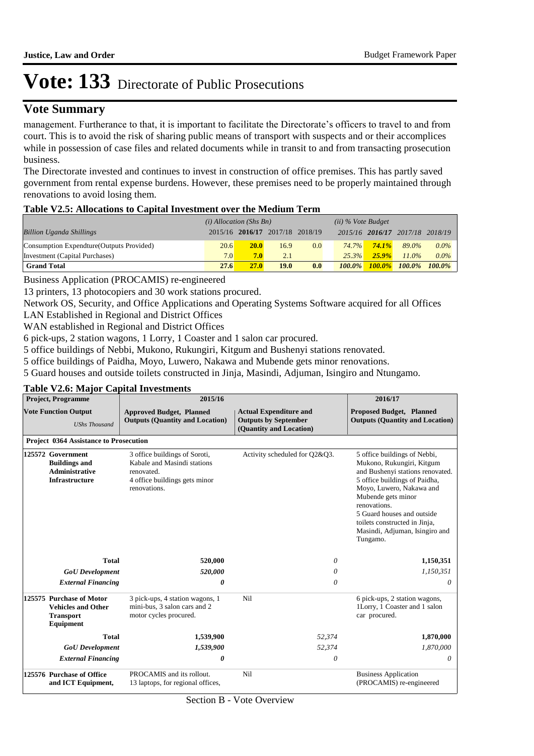# Vote: 133 Directorate of Public Prosecutions

## Vote Summary

management. Furtherance to that, it is important to facilitate the Directorate's officers to travel to and from court. This is to avoid the risk of sharing public means of transport with suspects and or their accomplices while in possession of case files and related documents while in transit to and from transacting prosecution business.

The Directorate invested and continues to invest in construction of office premises. This has partly saved government from rental expense burdens. However, these premises need to be properly maintained through renovations to avoid losing them.

**Table V2.5: Allocations to Capital Investment over the Medium Term**

| | *(i) Allocation (Shs Bn)* | | | | *(ii) % Vote Budget* | | | |
|---|---|---|---|---|---|---|---|---|
| *Billion Uganda Shillings* | 2015/16 | **2016/17** | 2017/18 | 2018/19 | *2015/16* | ***2016/17*** | *2017/18* | *2018/19* |
| Consumption Expendture(Outputs Provided) | 20.6 | **20.0** | 16.9 | 0.0 | *74.7%* | ***74.1%*** | *89.0%* | *0.0%* |
| Investment (Capital Purchases) | 7.0 | **7.0** | 2.1 | | *25.3%* | ***25.9%*** | *11.0%* | *0.0%* |
| **Grand Total** | **27.6** | **27.0** | **19.0** | **0.0** | ***100.0%*** | ***100.0%*** | ***100.0%*** | ***100.0%*** |

Business Application (PROCAMIS) re-engineered

13 printers, 13 photocopiers and 30 work stations procured.

Network OS, Security, and Office Applications and Operating Systems Software acquired for all Offices

LAN Established in Regional and District Offices

WAN established in Regional and District Offices

6 pick-ups, 2 station wagons, 1 Lorry, 1 Coaster and 1 salon car procured.

5 office buildings of Nebbi, Mukono, Rukungiri, Kitgum and Bushenyi stations renovated.

5 office buildings of Paidha, Moyo, Luwero, Nakawa and Mubende gets minor renovations.

5 Guard houses and outside toilets constructed in Jinja, Masindi, Adjuman, Isingiro and Ntungamo.

**Table V2.6: Major Capital Investments**

| **Project, Programme** | **2015/16** | | **2016/17** |
|---|---|---|---|
| **Vote Function Output** *UShs Thousand* | **Approved Budget, Planned Outputs (Quantity and Location)** | **Actual Expenditure and Outputs by September (Quantity and Location)** | **Proposed Budget, Planned Outputs (Quantity and Location)** |
| **Project 0364 Assistance to Prosecution** | | | |
| **125572 Government Buildings and Administrative Infrastructure** | 3 office buildings of Soroti, Kabale and Masindi stations renovated. 4 office buildings gets minor renovations. | Activity scheduled for Q2&Q3. | 5 office buildings of Nebbi, Mukono, Rukungiri, Kitgum and Bushenyi stations renovated. 5 office buildings of Paidha, Moyo, Luwero, Nakawa and Mubende gets minor renovations. 5 Guard houses and outside toilets constructed in Jinja, Masindi, Adjuman, Isingiro and Tungamo. |
| **Total** | **520,000** | *0* | **1,150,351** |
| ***GoU Development*** | ***520,000*** | *0* | *1,150,351* |
| ***External Financing*** | ***0*** | *0* | *0* |
| **125575 Purchase of Motor Vehicles and Other Transport Equipment** | 3 pick-ups, 4 station wagons, 1 mini-bus, 3 salon cars and 2 motor cycles procured. | Nil | 6 pick-ups, 2 station wagons, 1Lorry, 1 Coaster and 1 salon car procured. |
| **Total** | **1,539,900** | *52,374* | **1,870,000** |
| ***GoU Development*** | ***1,539,900*** | *52,374* | *1,870,000* |
| ***External Financing*** | ***0*** | *0* | *0* |
| **125576 Purchase of Office and ICT Equipment,** | PROCAMIS and its rollout. 13 laptops, for regional offices, | Nil | Business Application (PROCAMIS) re-engineered |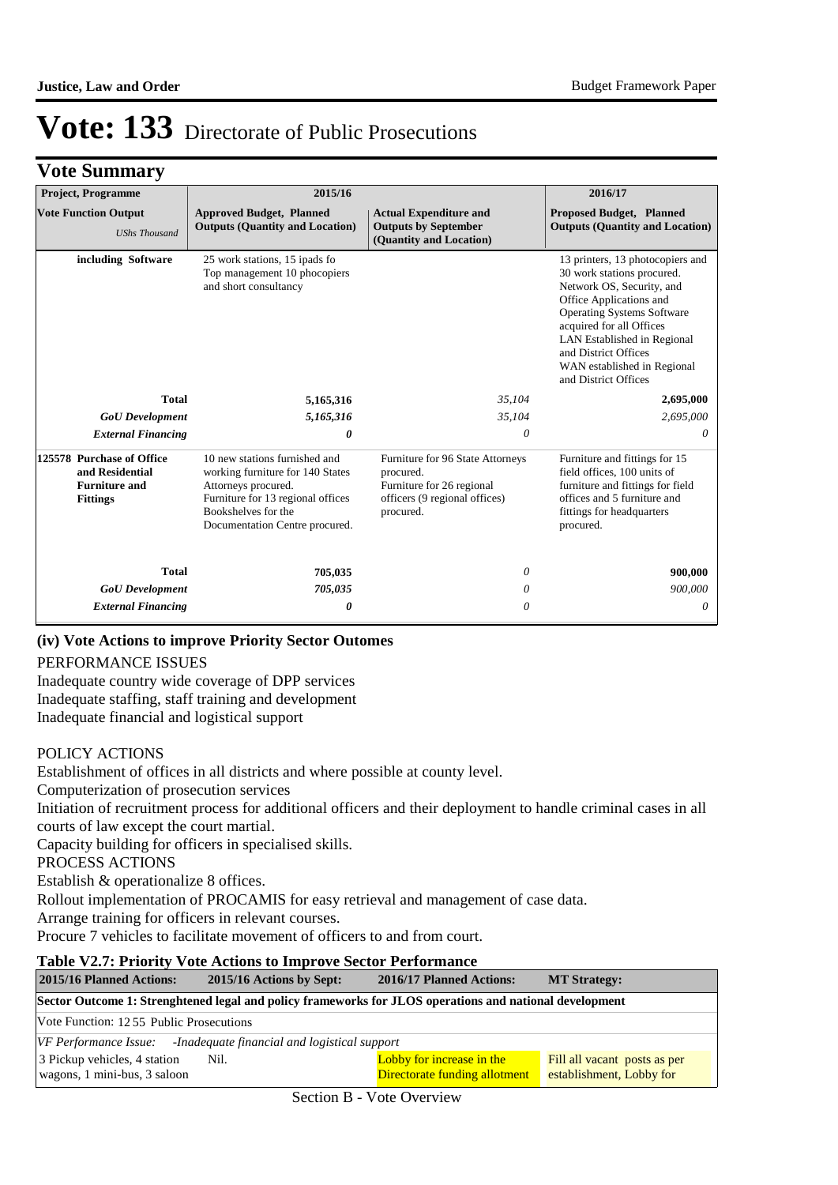# Vote: 133 Directorate of Public Prosecutions

## Vote Summary

| Project, Programme | 2015/16 | | 2016/17 |
|---|---|---|---|
| **Vote Function Output** *UShs Thousand* | **Approved Budget, Planned Outputs (Quantity and Location)** | **Actual Expenditure and Outputs by September (Quantity and Location)** | **Proposed Budget, Planned Outputs (Quantity and Location)** |
| **including Software** | 25 work stations, 15 ipads fo Top management 10 phocopiers and short consultancy | | 13 printers, 13 photocopiers and 30 work stations procured. Network OS, Security, and Office Applications and Operating Systems Software acquired for all Offices LAN Established in Regional and District Offices WAN established in Regional and District Offices |
| **Total** | **5,165,316** | *35,104* | **2,695,000** |
| ***GoU Development*** | ***5,165,316*** | *35,104* | *2,695,000* |
| ***External Financing*** | ***0*** | *0* | *0* |
| **125578 Purchase of Office and Residential Furniture and Fittings** | 10 new stations furnished and working furniture for 140 States Attorneys procured. Furniture for 13 regional offices Bookshelves for the Documentation Centre procured. | Furniture for 96 State Attorneys procured. Furniture for 26 regional officers (9 regional offices) procured. | Furniture and fittings for 15 field offices, 100 units of furniture and fittings for field offices and 5 furniture and fittings for headquarters procured. |
| **Total** | **705,035** | *0* | **900,000** |
| ***GoU Development*** | ***705,035*** | *0* | *900,000* |
| ***External Financing*** | ***0*** | *0* | *0* |

**(iv) Vote Actions to improve Priority Sector Outomes**

PERFORMANCE ISSUES
Inadequate country wide coverage of DPP services
Inadequate staffing, staff training and development
Inadequate financial and logistical support

POLICY ACTIONS
Establishment of offices in all districts and where possible at county level.
Computerization of prosecution services
Initiation of recruitment process for additional officers and their deployment to handle criminal cases in all courts of law except the court martial.
Capacity building for officers in specialised skills.
PROCESS ACTIONS
Establish & operationalize 8 offices.
Rollout implementation of PROCAMIS for easy retrieval and management of case data.
Arrange training for officers in relevant courses.
Procure 7 vehicles to facilitate movement of officers to and from court.

**Table V2.7: Priority Vote Actions to Improve Sector Performance**

| 2015/16 Planned Actions: | 2015/16 Actions by Sept: | 2016/17 Planned Actions: | MT Strategy: |
|---|---|---|---|
| **Sector Outcome 1: Strenghtened legal and policy frameworks for JLOS operations and national development** | | | |
| Vote Function: 12 55 Public Prosecutions | | | |
| *VF Performance Issue: -Inadequate financial and logistical support* | | | |
| 3 Pickup vehicles, 4 station wagons, 1 mini-bus, 3 saloon | Nil. | Lobby for increase in the Directorate funding allotment | Fill all vacant posts as per establishment, Lobby for |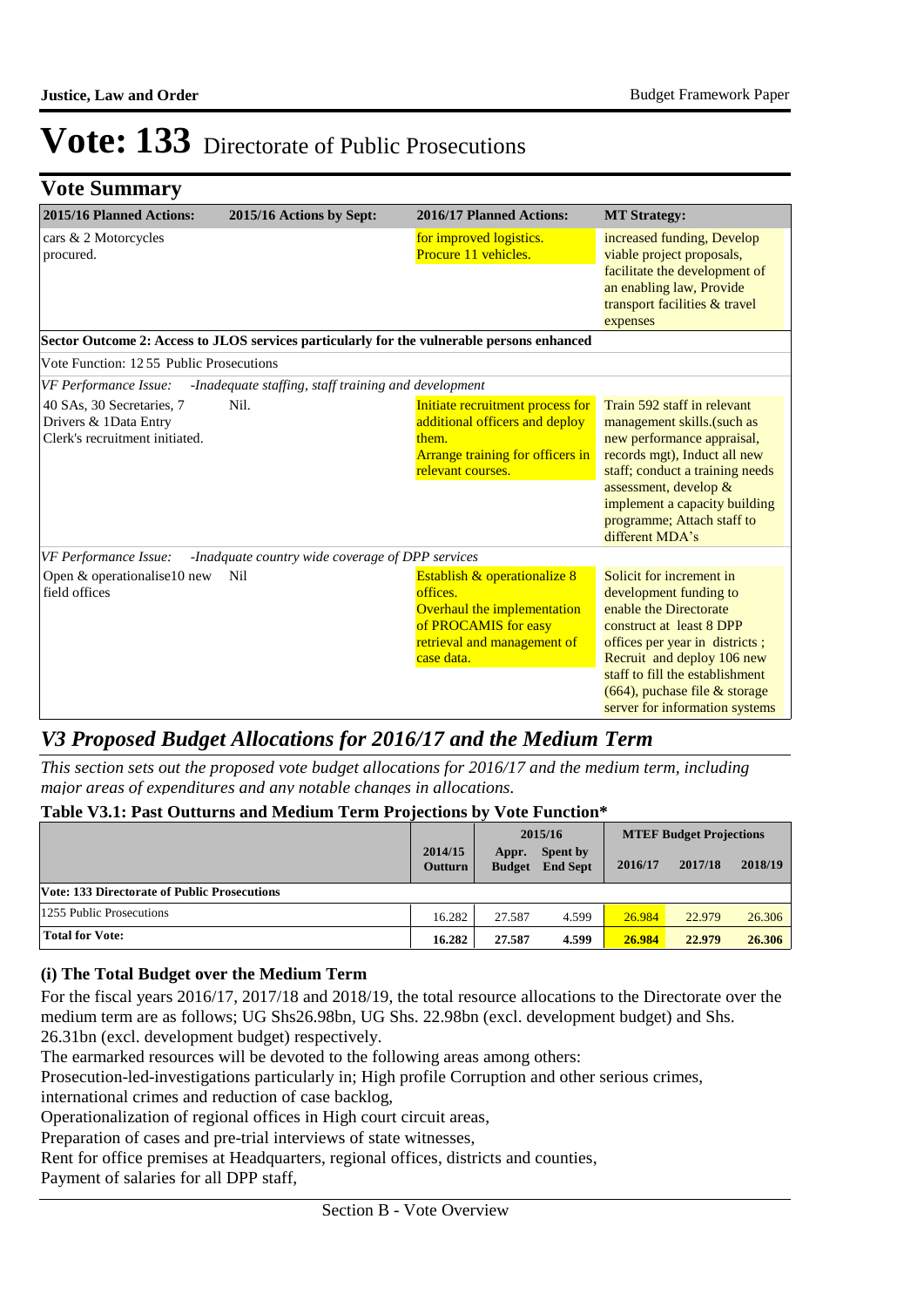# Vote: 133 Directorate of Public Prosecutions

## Vote Summary

| 2015/16 Planned Actions: | 2015/16 Actions by Sept: | 2016/17 Planned Actions: | MT Strategy: |
|---|---|---|---|
| cars & 2 Motorcycles procured. | | for improved logistics. Procure 11 vehicles. | increased funding, Develop viable project proposals, facilitate the development of an enabling law, Provide transport facilities & travel expenses |
| **Sector Outcome 2: Access to JLOS services particularly for the vulnerable persons enhanced** | | | |
| Vote Function: 12 55 Public Prosecutions | | | |
| *VF Performance Issue: -Inadequate staffing, staff training and development* | | | |
| 40 SAs, 30 Secretaries, 7 Drivers & 1Data Entry Clerk's recruitment initiated. | Nil. | Initiate recruitment process for additional officers and deploy them. Arrange training for officers in relevant courses. | Train 592 staff in relevant management skills.(such as new performance appraisal, records mgt), Induct all new staff; conduct a training needs assessment, develop & implement a capacity building programme; Attach staff to different MDA's |
| *VF Performance Issue: -Inadquate country wide coverage of DPP services* | | | |
| Open & operationalise10 new field offices | Nil | Establish & operationalize 8 offices. Overhaul the implementation of PROCAMIS for easy retrieval and management of case data. | Solicit for increment in development funding to enable the Directorate construct at least 8 DPP offices per year in districts ; Recruit and deploy 106 new staff to fill the establishment (664), puchase file & storage server for information systems |

## *V3 Proposed Budget Allocations for 2016/17 and the Medium Term*

*This section sets out the proposed vote budget allocations for 2016/17 and the medium term, including major areas of expenditures and any notable changes in allocations.*

**Table V3.1: Past Outturns and Medium Term Projections by Vote Function\***

| | 2014/15 Outturn | 2015/16 Appr. Budget | 2015/16 Spent by End Sept | MTEF Budget Projections 2016/17 | 2017/18 | 2018/19 |
|---|---|---|---|---|---|---|
| **Vote: 133 Directorate of Public Prosecutions** | | | | | | |
| 1255 Public Prosecutions | 16.282 | 27.587 | 4.599 | 26.984 | 22.979 | 26.306 |
| **Total for Vote:** | **16.282** | **27.587** | **4.599** | **26.984** | **22.979** | **26.306** |

### (i) The Total Budget over the Medium Term

For the fiscal years 2016/17, 2017/18 and 2018/19, the total resource allocations to the Directorate over the medium term are as follows; UG Shs26.98bn, UG Shs. 22.98bn (excl. development budget) and Shs. 26.31bn (excl. development budget) respectively.

The earmarked resources will be devoted to the following areas among others:

Prosecution-led-investigations particularly in; High profile Corruption and other serious crimes, international crimes and reduction of case backlog,

Operationalization of regional offices in High court circuit areas,

Preparation of cases and pre-trial interviews of state witnesses,

Rent for office premises at Headquarters, regional offices, districts and counties,

Payment of salaries for all DPP staff,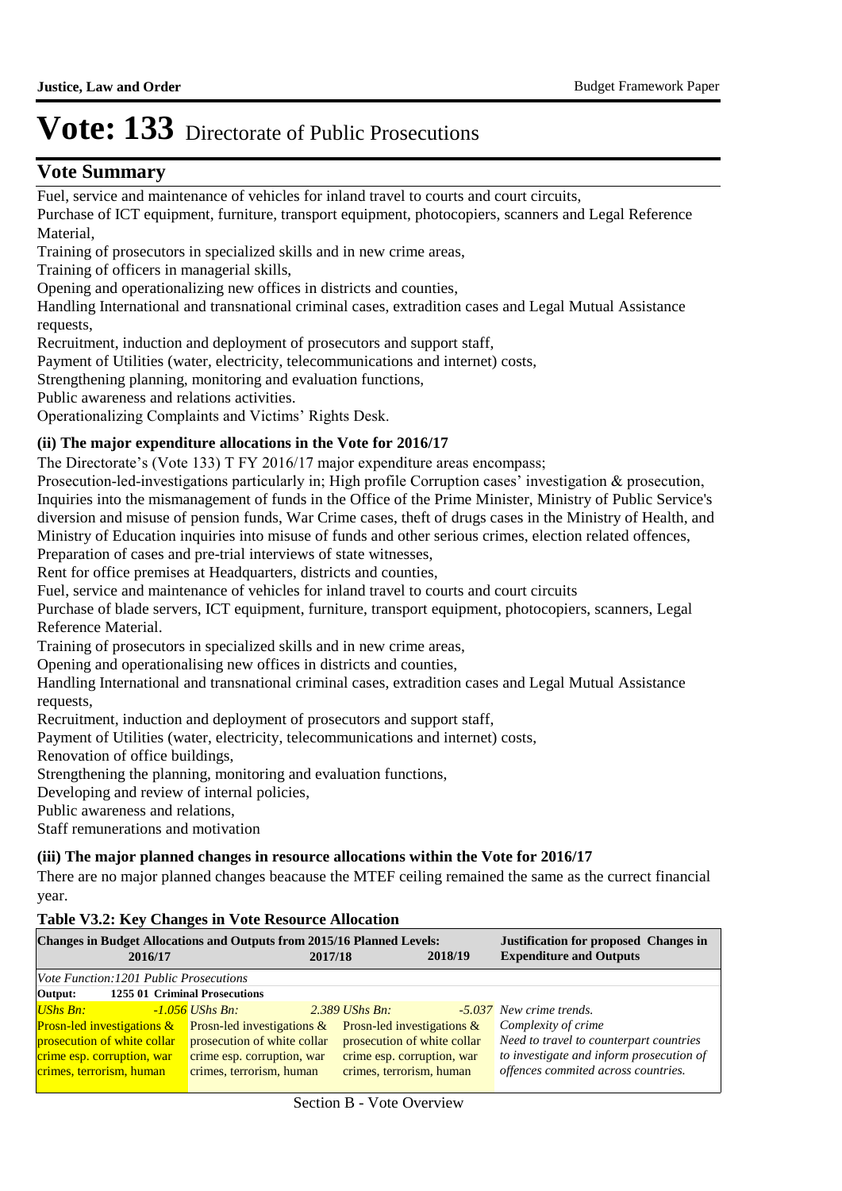# Vote: 133 Directorate of Public Prosecutions

## Vote Summary

Fuel, service and maintenance of vehicles for inland travel to courts and court circuits,

Purchase of ICT equipment, furniture, transport equipment, photocopiers, scanners and Legal Reference Material,

Training of prosecutors in specialized skills and in new crime areas,

Training of officers in managerial skills,

Opening and operationalizing new offices in districts and counties,

Handling International and transnational criminal cases, extradition cases and Legal Mutual Assistance requests,

Recruitment, induction and deployment of prosecutors and support staff,

Payment of Utilities (water, electricity, telecommunications and internet) costs,

Strengthening planning, monitoring and evaluation functions,

Public awareness and relations activities.

Operationalizing Complaints and Victims' Rights Desk.

### (ii) The major expenditure allocations in the Vote for 2016/17

The Directorate's (Vote 133) T FY 2016/17 major expenditure areas encompass;

Prosecution-led-investigations particularly in; High profile Corruption cases' investigation & prosecution, Inquiries into the mismanagement of funds in the Office of the Prime Minister, Ministry of Public Service's diversion and misuse of pension funds, War Crime cases, theft of drugs cases in the Ministry of Health, and Ministry of Education inquiries into misuse of funds and other serious crimes, election related offences,

Preparation of cases and pre-trial interviews of state witnesses,

Rent for office premises at Headquarters, districts and counties,

Fuel, service and maintenance of vehicles for inland travel to courts and court circuits

Purchase of blade servers, ICT equipment, furniture, transport equipment, photocopiers, scanners, Legal Reference Material.

Training of prosecutors in specialized skills and in new crime areas,

Opening and operationalising new offices in districts and counties,

Handling International and transnational criminal cases, extradition cases and Legal Mutual Assistance requests,

Recruitment, induction and deployment of prosecutors and support staff,

Payment of Utilities (water, electricity, telecommunications and internet) costs,

Renovation of office buildings,

Strengthening the planning, monitoring and evaluation functions,

Developing and review of internal policies,

Public awareness and relations,

Staff remunerations and motivation

### (iii) The major planned changes in resource allocations within the Vote for 2016/17

There are no major planned changes beacause the MTEF ceiling remained the same as the currect financial year.

**Table V3.2: Key Changes in Vote Resource Allocation**

| Changes in Budget Allocations and Outputs from 2015/16 Planned Levels: 2016/17 | 2017/18 | 2018/19 | Justification for proposed Changes in Expenditure and Outputs |
|---|---|---|---|
| *Vote Function:1201 Public Prosecutions* | | | |
| **Output: 1255 01 Criminal Prosecutions** | | | |
| *UShs Bn: -1.056* | *UShs Bn: 2.389* | *UShs Bn: -5.037* | *New crime trends.* |
| Prosn-led investigations & prosecution of white collar crime esp. corruption, war crimes, terrorism, human | Prosn-led investigations & prosecution of white collar crime esp. corruption, war crimes, terrorism, human | Prosn-led investigations & prosecution of white collar crime esp. corruption, war crimes, terrorism, human | *Complexity of crime* *Need to travel to counterpart countries to investigate and inform prosecution of offences commited across countries.* |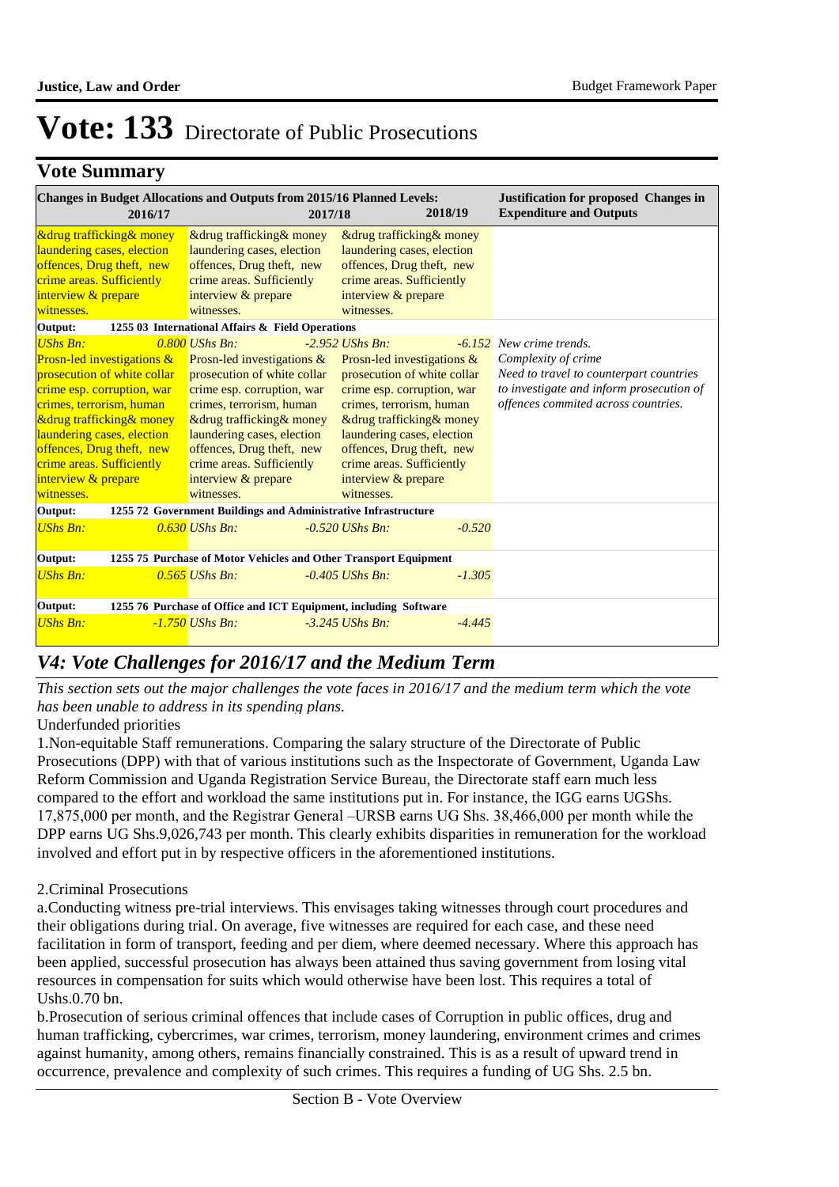# Vote: 133 Directorate of Public Prosecutions

## Vote Summary

| Changes in Budget Allocations and Outputs from 2015/16 Planned Levels: 2016/17 | 2017/18 | 2018/19 | Justification for proposed Changes in Expenditure and Outputs |
|---|---|---|---|
| &drug trafficking& money laundering cases, election offences, Drug theft, new crime areas. Sufficiently interview & prepare witnesses. | &drug trafficking& money laundering cases, election offences, Drug theft, new crime areas. Sufficiently interview & prepare witnesses. | &drug trafficking& money laundering cases, election offences, Drug theft, new crime areas. Sufficiently interview & prepare witnesses. | |
| **Output: 1255 03 International Affairs & Field Operations** | | | |
| *UShs Bn: 0.800* Prosn-led investigations & prosecution of white collar crime esp. corruption, war crimes, terrorism, human &drug trafficking& money laundering cases, election offences, Drug theft, new crime areas. Sufficiently interview & prepare witnesses. | *UShs Bn: -2.952* Prosn-led investigations & prosecution of white collar crime esp. corruption, war crimes, terrorism, human &drug trafficking& money laundering cases, election offences, Drug theft, new crime areas. Sufficiently interview & prepare witnesses. | *UShs Bn: -6.152* Prosn-led investigations & prosecution of white collar crime esp. corruption, war crimes, terrorism, human &drug trafficking& money laundering cases, election offences, Drug theft, new crime areas. Sufficiently interview & prepare witnesses. | *New crime trends. Complexity of crime Need to travel to counterpart countries to investigate and inform prosecution of offences commited across countries.* |
| **Output: 1255 72 Government Buildings and Administrative Infrastructure** | | | |
| *UShs Bn: 0.630* | *UShs Bn: -0.520* | *UShs Bn: -0.520* | |
| **Output: 1255 75 Purchase of Motor Vehicles and Other Transport Equipment** | | | |
| *UShs Bn: 0.565* | *UShs Bn: -0.405* | *UShs Bn: -1.305* | |
| **Output: 1255 76 Purchase of Office and ICT Equipment, including Software** | | | |
| *UShs Bn: -1.750* | *UShs Bn: -3.245* | *UShs Bn: -4.445* | |

## *V4: Vote Challenges for 2016/17 and the Medium Term*

*This section sets out the major challenges the vote faces in 2016/17 and the medium term which the vote has been unable to address in its spending plans.*

Underfunded priorities

1.Non-equitable Staff remunerations. Comparing the salary structure of the Directorate of Public Prosecutions (DPP) with that of various institutions such as the Inspectorate of Government, Uganda Law Reform Commission and Uganda Registration Service Bureau, the Directorate staff earn much less compared to the effort and workload the same institutions put in. For instance, the IGG earns UGShs. 17,875,000 per month, and the Registrar General –URSB earns UG Shs. 38,466,000 per month while the DPP earns UG Shs.9,026,743 per month. This clearly exhibits disparities in remuneration for the workload involved and effort put in by respective officers in the aforementioned institutions.

2.Criminal Prosecutions

a.Conducting witness pre-trial interviews. This envisages taking witnesses through court procedures and their obligations during trial. On average, five witnesses are required for each case, and these need facilitation in form of transport, feeding and per diem, where deemed necessary. Where this approach has been applied, successful prosecution has always been attained thus saving government from losing vital resources in compensation for suits which would otherwise have been lost. This requires a total of Ushs.0.70 bn.

b.Prosecution of serious criminal offences that include cases of Corruption in public offices, drug and human trafficking, cybercrimes, war crimes, terrorism, money laundering, environment crimes and crimes against humanity, among others, remains financially constrained. This is as a result of upward trend in occurrence, prevalence and complexity of such crimes. This requires a funding of UG Shs. 2.5 bn.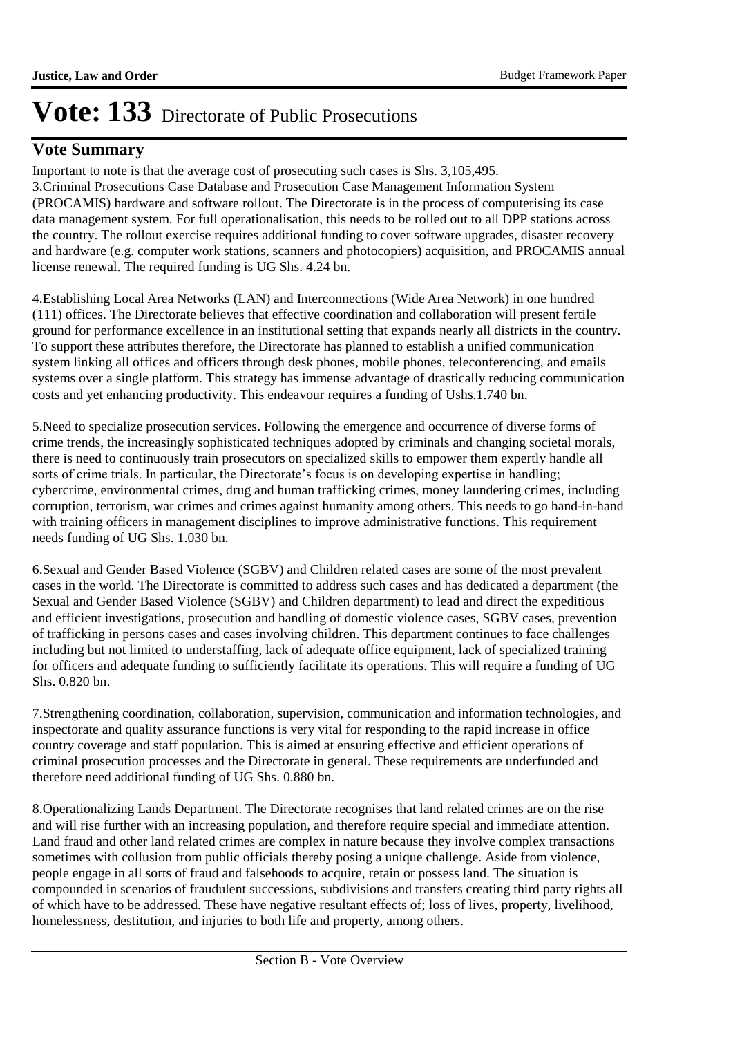# Vote: 133 Directorate of Public Prosecutions

## Vote Summary

Important to note is that the average cost of prosecuting such cases is Shs. 3,105,495.

3.Criminal Prosecutions Case Database and Prosecution Case Management Information System (PROCAMIS) hardware and software rollout. The Directorate is in the process of computerising its case data management system. For full operationalisation, this needs to be rolled out to all DPP stations across the country. The rollout exercise requires additional funding to cover software upgrades, disaster recovery and hardware (e.g. computer work stations, scanners and photocopiers) acquisition, and PROCAMIS annual license renewal. The required funding is UG Shs. 4.24 bn.

4.Establishing Local Area Networks (LAN) and Interconnections (Wide Area Network) in one hundred (111) offices. The Directorate believes that effective coordination and collaboration will present fertile ground for performance excellence in an institutional setting that expands nearly all districts in the country. To support these attributes therefore, the Directorate has planned to establish a unified communication system linking all offices and officers through desk phones, mobile phones, teleconferencing, and emails systems over a single platform. This strategy has immense advantage of drastically reducing communication costs and yet enhancing productivity. This endeavour requires a funding of Ushs.1.740 bn.

5.Need to specialize prosecution services. Following the emergence and occurrence of diverse forms of crime trends, the increasingly sophisticated techniques adopted by criminals and changing societal morals, there is need to continuously train prosecutors on specialized skills to empower them expertly handle all sorts of crime trials. In particular, the Directorate's focus is on developing expertise in handling; cybercrime, environmental crimes, drug and human trafficking crimes, money laundering crimes, including corruption, terrorism, war crimes and crimes against humanity among others. This needs to go hand-in-hand with training officers in management disciplines to improve administrative functions. This requirement needs funding of UG Shs. 1.030 bn.

6.Sexual and Gender Based Violence (SGBV) and Children related cases are some of the most prevalent cases in the world. The Directorate is committed to address such cases and has dedicated a department (the Sexual and Gender Based Violence (SGBV) and Children department) to lead and direct the expeditious and efficient investigations, prosecution and handling of domestic violence cases, SGBV cases, prevention of trafficking in persons cases and cases involving children. This department continues to face challenges including but not limited to understaffing, lack of adequate office equipment, lack of specialized training for officers and adequate funding to sufficiently facilitate its operations. This will require a funding of UG Shs. 0.820 bn.

7.Strengthening coordination, collaboration, supervision, communication and information technologies, and inspectorate and quality assurance functions is very vital for responding to the rapid increase in office country coverage and staff population. This is aimed at ensuring effective and efficient operations of criminal prosecution processes and the Directorate in general. These requirements are underfunded and therefore need additional funding of UG Shs. 0.880 bn.

8.Operationalizing Lands Department. The Directorate recognises that land related crimes are on the rise and will rise further with an increasing population, and therefore require special and immediate attention. Land fraud and other land related crimes are complex in nature because they involve complex transactions sometimes with collusion from public officials thereby posing a unique challenge. Aside from violence, people engage in all sorts of fraud and falsehoods to acquire, retain or possess land. The situation is compounded in scenarios of fraudulent successions, subdivisions and transfers creating third party rights all of which have to be addressed. These have negative resultant effects of; loss of lives, property, livelihood, homelessness, destitution, and injuries to both life and property, among others.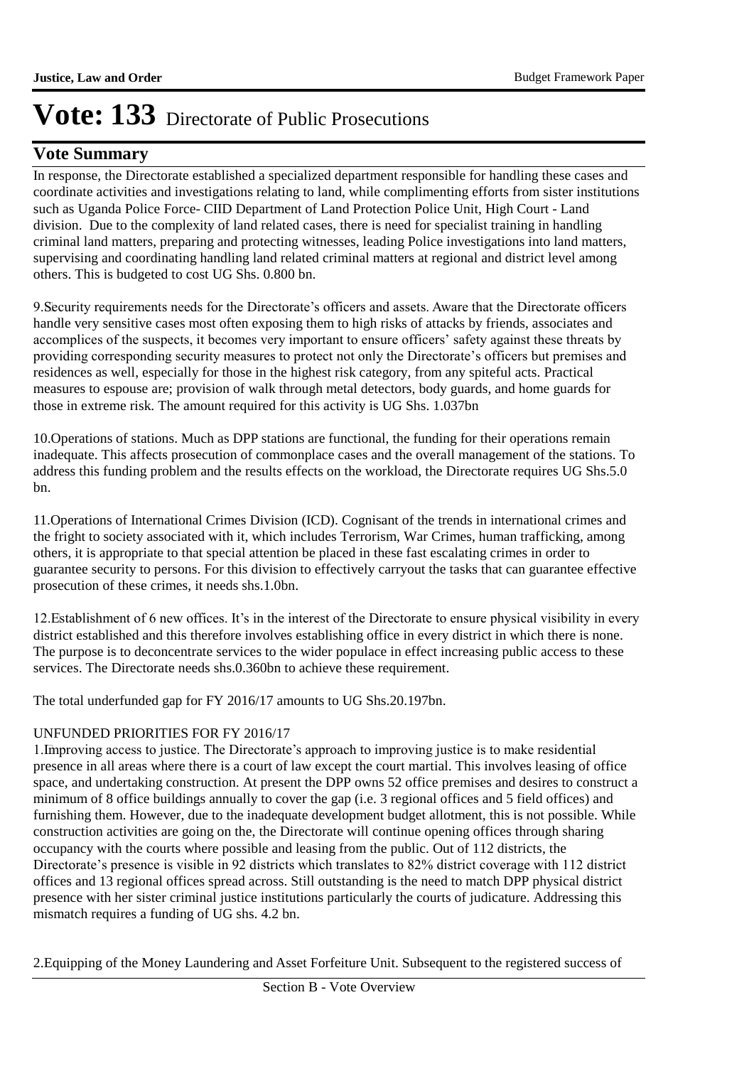# Vote: 133 Directorate of Public Prosecutions

## Vote Summary

In response, the Directorate established a specialized department responsible for handling these cases and coordinate activities and investigations relating to land, while complimenting efforts from sister institutions such as Uganda Police Force- CIID Department of Land Protection Police Unit, High Court - Land division.  Due to the complexity of land related cases, there is need for specialist training in handling criminal land matters, preparing and protecting witnesses, leading Police investigations into land matters, supervising and coordinating handling land related criminal matters at regional and district level among others. This is budgeted to cost UG Shs. 0.800 bn.

9.Security requirements needs for the Directorate's officers and assets. Aware that the Directorate officers handle very sensitive cases most often exposing them to high risks of attacks by friends, associates and accomplices of the suspects, it becomes very important to ensure officers' safety against these threats by providing corresponding security measures to protect not only the Directorate's officers but premises and residences as well, especially for those in the highest risk category, from any spiteful acts. Practical measures to espouse are; provision of walk through metal detectors, body guards, and home guards for those in extreme risk. The amount required for this activity is UG Shs. 1.037bn

10.Operations of stations. Much as DPP stations are functional, the funding for their operations remain inadequate. This affects prosecution of commonplace cases and the overall management of the stations. To address this funding problem and the results effects on the workload, the Directorate requires UG Shs.5.0 bn.

11.Operations of International Crimes Division (ICD). Cognisant of the trends in international crimes and the fright to society associated with it, which includes Terrorism, War Crimes, human trafficking, among others, it is appropriate to that special attention be placed in these fast escalating crimes in order to guarantee security to persons. For this division to effectively carryout the tasks that can guarantee effective prosecution of these crimes, it needs shs.1.0bn.

12.Establishment of 6 new offices. It's in the interest of the Directorate to ensure physical visibility in every district established and this therefore involves establishing office in every district in which there is none. The purpose is to deconcentrate services to the wider populace in effect increasing public access to these services. The Directorate needs shs.0.360bn to achieve these requirement.

The total underfunded gap for FY 2016/17 amounts to UG Shs.20.197bn.

UNFUNDED PRIORITIES FOR FY 2016/17

1.Improving access to justice. The Directorate's approach to improving justice is to make residential presence in all areas where there is a court of law except the court martial. This involves leasing of office space, and undertaking construction. At present the DPP owns 52 office premises and desires to construct a minimum of 8 office buildings annually to cover the gap (i.e. 3 regional offices and 5 field offices) and furnishing them. However, due to the inadequate development budget allotment, this is not possible. While construction activities are going on the, the Directorate will continue opening offices through sharing occupancy with the courts where possible and leasing from the public. Out of 112 districts, the Directorate's presence is visible in 92 districts which translates to 82% district coverage with 112 district offices and 13 regional offices spread across. Still outstanding is the need to match DPP physical district presence with her sister criminal justice institutions particularly the courts of judicature. Addressing this mismatch requires a funding of UG shs. 4.2 bn.

2.Equipping of the Money Laundering and Asset Forfeiture Unit. Subsequent to the registered success of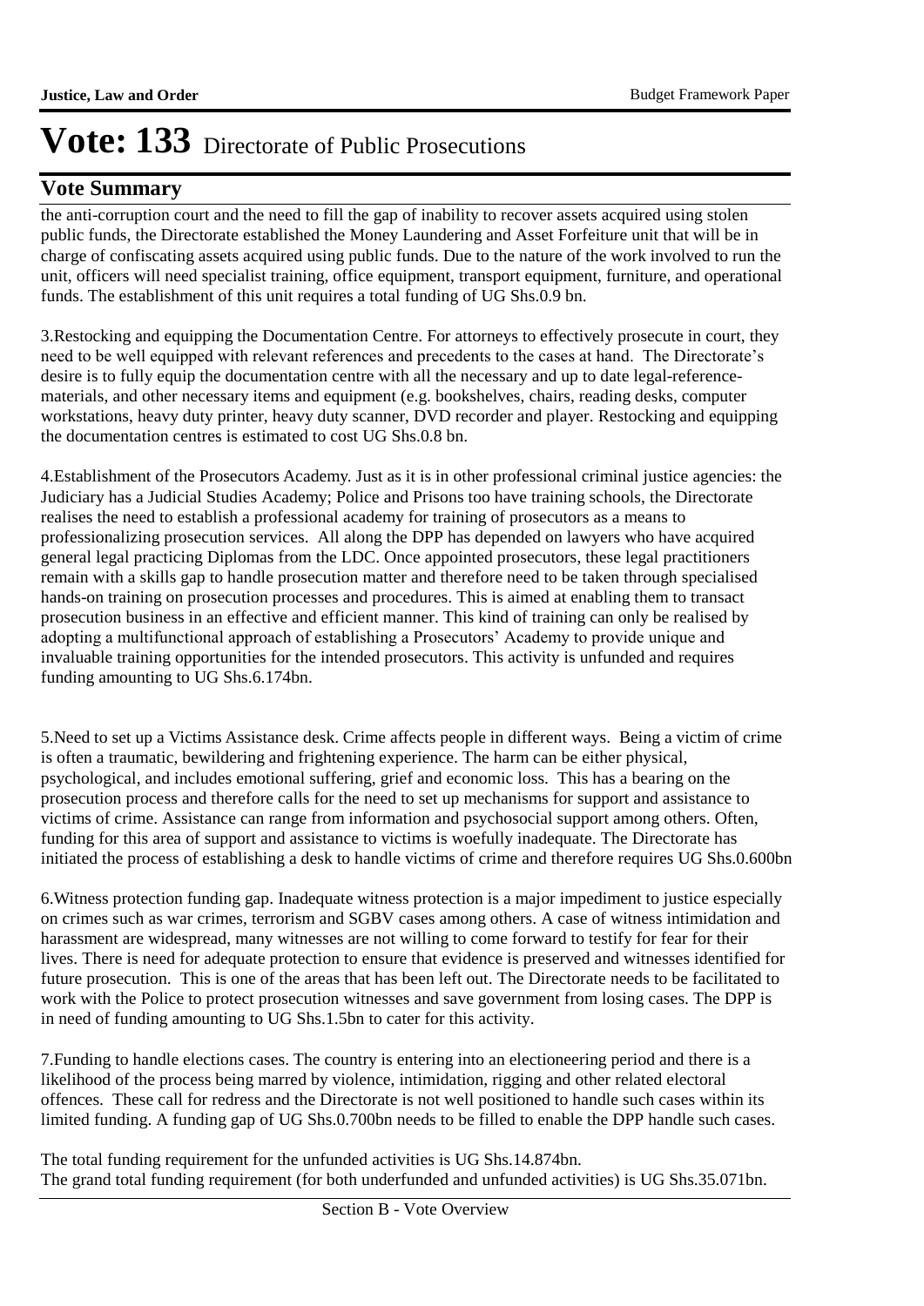# Vote: 133 Directorate of Public Prosecutions

## Vote Summary

the anti-corruption court and the need to fill the gap of inability to recover assets acquired using stolen public funds, the Directorate established the Money Laundering and Asset Forfeiture unit that will be in charge of confiscating assets acquired using public funds. Due to the nature of the work involved to run the unit, officers will need specialist training, office equipment, transport equipment, furniture, and operational funds. The establishment of this unit requires a total funding of UG Shs.0.9 bn.

3.Restocking and equipping the Documentation Centre. For attorneys to effectively prosecute in court, they need to be well equipped with relevant references and precedents to the cases at hand. The Directorate's desire is to fully equip the documentation centre with all the necessary and up to date legal-reference-materials, and other necessary items and equipment (e.g. bookshelves, chairs, reading desks, computer workstations, heavy duty printer, heavy duty scanner, DVD recorder and player. Restocking and equipping the documentation centres is estimated to cost UG Shs.0.8 bn.

4.Establishment of the Prosecutors Academy. Just as it is in other professional criminal justice agencies: the Judiciary has a Judicial Studies Academy; Police and Prisons too have training schools, the Directorate realises the need to establish a professional academy for training of prosecutors as a means to professionalizing prosecution services. All along the DPP has depended on lawyers who have acquired general legal practicing Diplomas from the LDC. Once appointed prosecutors, these legal practitioners remain with a skills gap to handle prosecution matter and therefore need to be taken through specialised hands-on training on prosecution processes and procedures. This is aimed at enabling them to transact prosecution business in an effective and efficient manner. This kind of training can only be realised by adopting a multifunctional approach of establishing a Prosecutors' Academy to provide unique and invaluable training opportunities for the intended prosecutors. This activity is unfunded and requires funding amounting to UG Shs.6.174bn.

5.Need to set up a Victims Assistance desk. Crime affects people in different ways. Being a victim of crime is often a traumatic, bewildering and frightening experience. The harm can be either physical, psychological, and includes emotional suffering, grief and economic loss. This has a bearing on the prosecution process and therefore calls for the need to set up mechanisms for support and assistance to victims of crime. Assistance can range from information and psychosocial support among others. Often, funding for this area of support and assistance to victims is woefully inadequate. The Directorate has initiated the process of establishing a desk to handle victims of crime and therefore requires UG Shs.0.600bn

6.Witness protection funding gap. Inadequate witness protection is a major impediment to justice especially on crimes such as war crimes, terrorism and SGBV cases among others. A case of witness intimidation and harassment are widespread, many witnesses are not willing to come forward to testify for fear for their lives. There is need for adequate protection to ensure that evidence is preserved and witnesses identified for future prosecution. This is one of the areas that has been left out. The Directorate needs to be facilitated to work with the Police to protect prosecution witnesses and save government from losing cases. The DPP is in need of funding amounting to UG Shs.1.5bn to cater for this activity.

7.Funding to handle elections cases. The country is entering into an electioneering period and there is a likelihood of the process being marred by violence, intimidation, rigging and other related electoral offences. These call for redress and the Directorate is not well positioned to handle such cases within its limited funding. A funding gap of UG Shs.0.700bn needs to be filled to enable the DPP handle such cases.

The total funding requirement for the unfunded activities is UG Shs.14.874bn.
The grand total funding requirement (for both underfunded and unfunded activities) is UG Shs.35.071bn.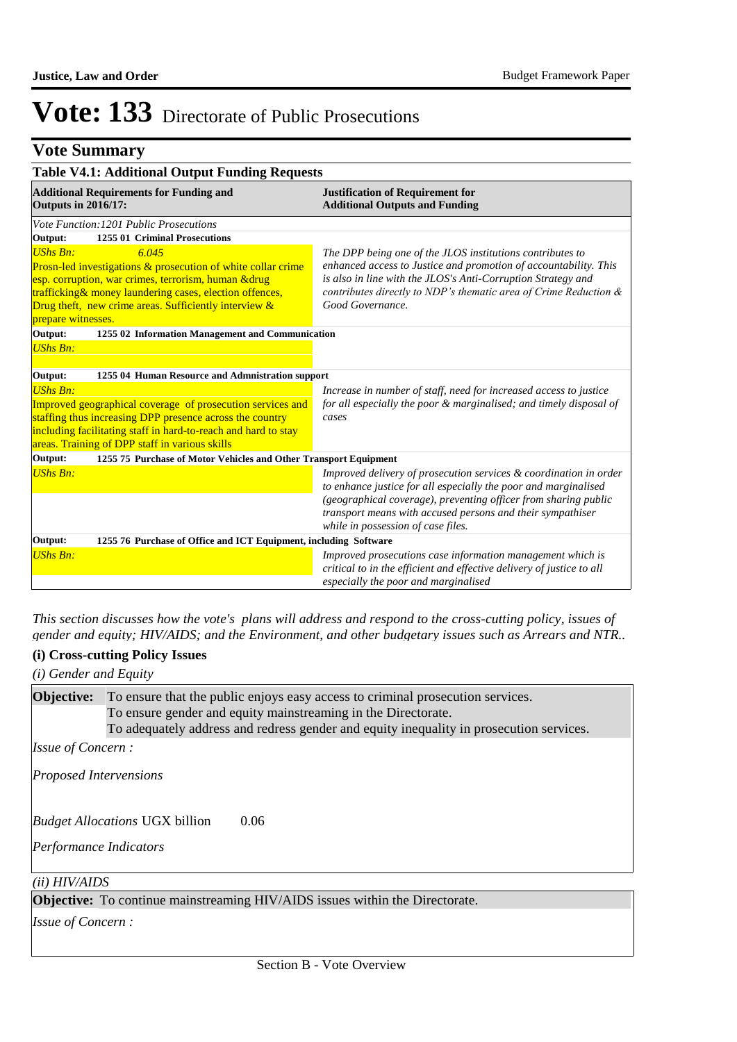# Vote: 133 Directorate of Public Prosecutions

## Vote Summary

**Table V4.1: Additional Output Funding Requests**

| **Additional Requirements for Funding and Outputs in 2016/17:** | **Justification of Requirement for Additional Outputs and Funding** |
|---|---|
| *Vote Function:1201 Public Prosecutions* | |
| **Output: 1255 01 Criminal Prosecutions** | |
| *UShs Bn:* *6.045*<br>Prosn-led investigations & prosecution of white collar crime esp. corruption, war crimes, terrorism, human &drug trafficking& money laundering cases, election offences, Drug theft, new crime areas. Sufficiently interview & prepare witnesses. | *The DPP being one of the JLOS institutions contributes to enhanced access to Justice and promotion of accountability. This is also in line with the JLOS's Anti-Corruption Strategy and contributes directly to NDP's thematic area of Crime Reduction & Good Governance.* |
| **Output: 1255 02 Information Management and Communication** | |
| *UShs Bn:* | |
| **Output: 1255 04 Human Resource and Admnistration support** | |
| *UShs Bn:*<br>Improved geographical coverage of prosecution services and staffing thus increasing DPP presence across the country including facilitating staff in hard-to-reach and hard to stay areas. Training of DPP staff in various skills | *Increase in number of staff, need for increased access to justice for all especially the poor & marginalised; and timely disposal of cases* |
| **Output: 1255 75 Purchase of Motor Vehicles and Other Transport Equipment** | |
| *UShs Bn:* | *Improved delivery of prosecution services & coordination in order to enhance justice for all especially the poor and marginalised (geographical coverage), preventing officer from sharing public transport means with accused persons and their sympathiser while in possession of case files.* |
| **Output: 1255 76 Purchase of Office and ICT Equipment, including Software** | |
| *UShs Bn:* | *Improved prosecutions case information management which is critical to in the efficient and effective delivery of justice to all especially the poor and marginalised* |

*This section discusses how the vote's plans will address and respond to the cross-cutting policy, issues of gender and equity; HIV/AIDS; and the Environment, and other budgetary issues such as Arrears and NTR..*

### (i) Cross-cutting Policy Issues

*(i) Gender and Equity*

**Objective:** To ensure that the public enjoys easy access to criminal prosecution services.
To ensure gender and equity mainstreaming in the Directorate.
To adequately address and redress gender and equity inequality in prosecution services.

*Issue of Concern :*

*Proposed Intervensions*

*Budget Allocations* UGX billion 0.06

*Performance Indicators*

*(ii) HIV/AIDS*

**Objective:** To continue mainstreaming HIV/AIDS issues within the Directorate.

*Issue of Concern :*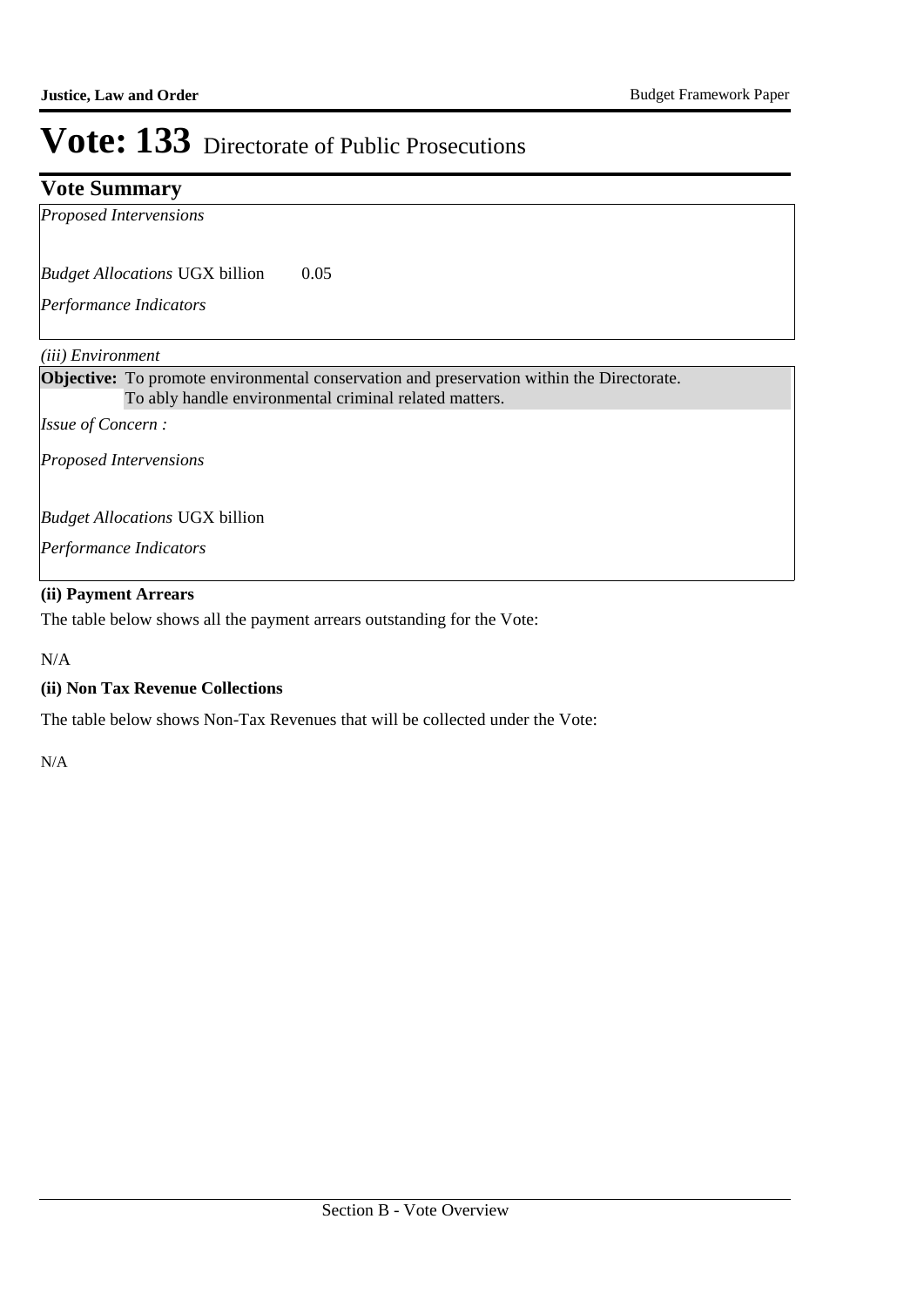# Vote: 133 Directorate of Public Prosecutions

## Vote Summary

*Proposed Interventions*

*Budget Allocations* UGX billion 0.05

*Performance Indicators*

*(iii) Environment*

**Objective:** To promote environmental conservation and preservation within the Directorate. To ably handle environmental criminal related matters.

*Issue of Concern :*

*Proposed Interventions*

*Budget Allocations* UGX billion

*Performance Indicators*

**(ii) Payment Arrears**

The table below shows all the payment arrears outstanding for the Vote:

N/A

**(ii) Non Tax Revenue Collections**

The table below shows Non-Tax Revenues that will be collected under the Vote:

N/A